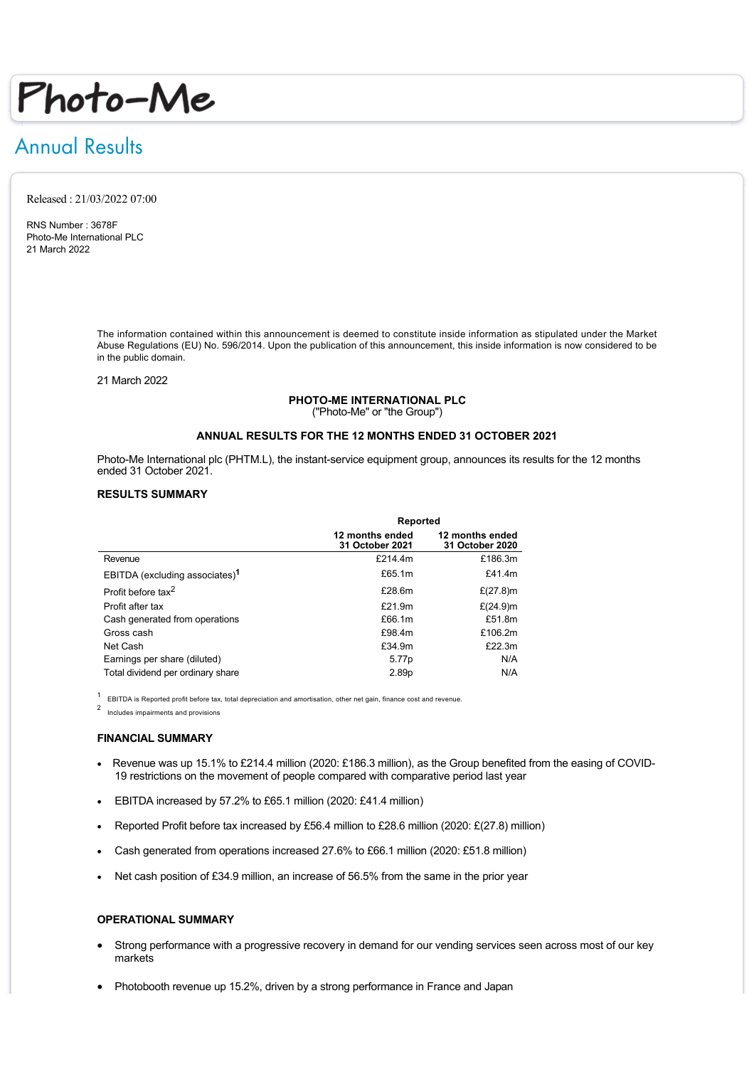# Photo-Me

## Annual Results

Released : 21/03/2022 07:00

RNS Number : 3678F
Photo-Me International PLC
21 March 2022

The information contained within this announcement is deemed to constitute inside information as stipulated under the Market Abuse Regulations (EU) No. 596/2014. Upon the publication of this announcement, this inside information is now considered to be in the public domain.

21 March 2022

**PHOTO-ME INTERNATIONAL PLC**
("Photo-Me" or "the Group")

**ANNUAL RESULTS FOR THE 12 MONTHS ENDED 31 OCTOBER 2021**

Photo-Me International plc (PHTM.L), the instant-service equipment group, announces its results for the 12 months ended 31 October 2021.

### RESULTS SUMMARY

| | Reported | |
|---|---|---|
| | **12 months ended 31 October 2021** | **12 months ended 31 October 2020** |
| Revenue | £214.4m | £186.3m |
| EBITDA (excluding associates)[1] | £65.1m | £41.4m |
| Profit before tax[2] | £28.6m | £(27.8)m |
| Profit after tax | £21.9m | £(24.9)m |
| Cash generated from operations | £66.1m | £51.8m |
| Gross cash | £98.4m | £106.2m |
| Net Cash | £34.9m | £22.3m |
| Earnings per share (diluted) | 5.77p | N/A |
| Total dividend per ordinary share | 2.89p | N/A |

[1] EBITDA is Reported profit before tax, total depreciation and amortisation, other net gain, finance cost and revenue.

[2] Includes impairments and provisions

### FINANCIAL SUMMARY

- Revenue was up 15.1% to £214.4 million (2020: £186.3 million), as the Group benefited from the easing of COVID-19 restrictions on the movement of people compared with comparative period last year
- EBITDA increased by 57.2% to £65.1 million (2020: £41.4 million)
- Reported Profit before tax increased by £56.4 million to £28.6 million (2020: £(27.8) million)
- Cash generated from operations increased 27.6% to £66.1 million (2020: £51.8 million)
- Net cash position of £34.9 million, an increase of 56.5% from the same in the prior year

### OPERATIONAL SUMMARY

- Strong performance with a progressive recovery in demand for our vending services seen across most of our key markets
- Photobooth revenue up 15.2%, driven by a strong performance in France and Japan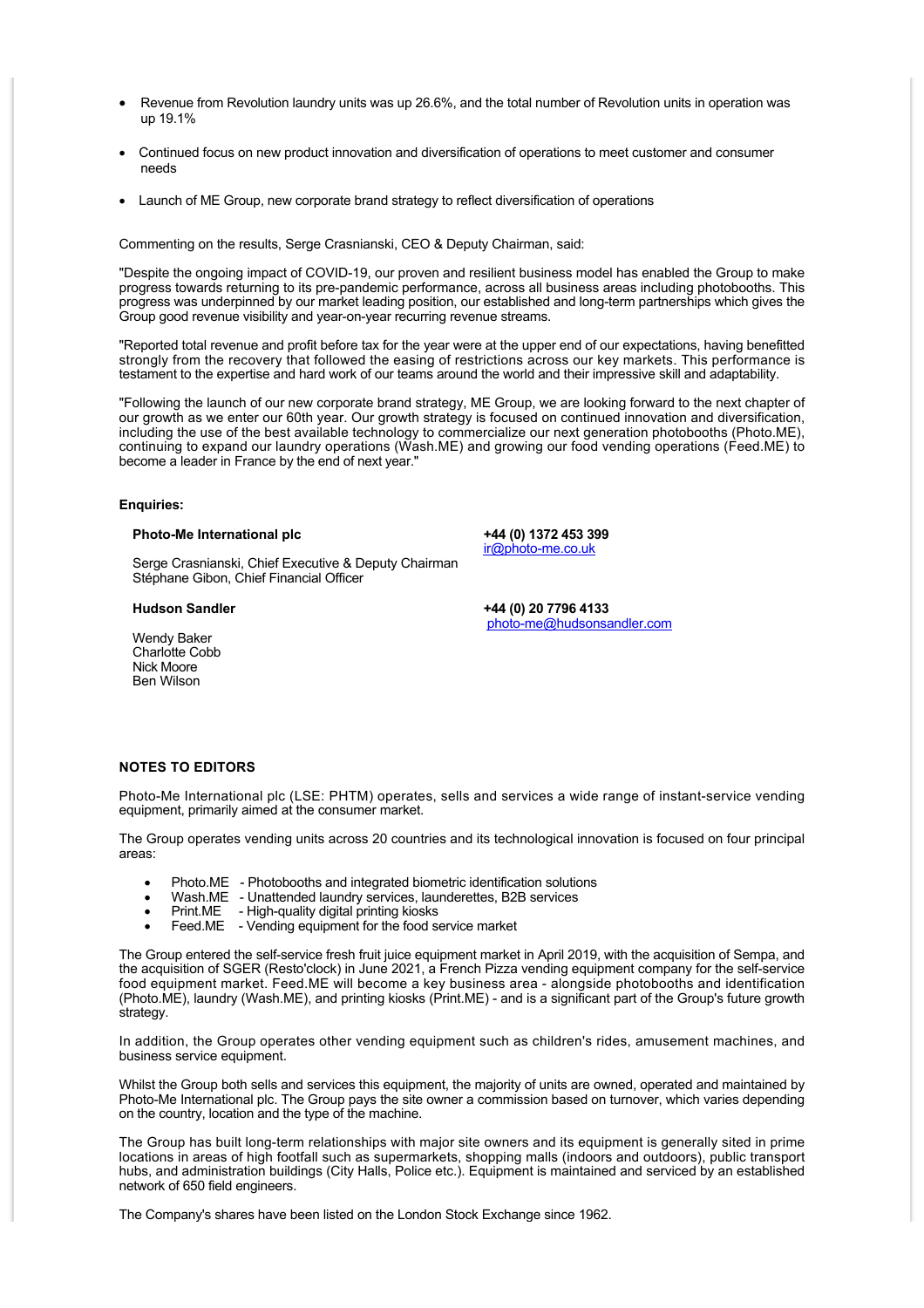- Revenue from Revolution laundry units was up 26.6%, and the total number of Revolution units in operation was up 19.1%
- Continued focus on new product innovation and diversification of operations to meet customer and consumer needs
- Launch of ME Group, new corporate brand strategy to reflect diversification of operations

Commenting on the results, Serge Crasnianski, CEO & Deputy Chairman, said:

"Despite the ongoing impact of COVID-19, our proven and resilient business model has enabled the Group to make progress towards returning to its pre-pandemic performance, across all business areas including photobooths. This progress was underpinned by our market leading position, our established and long-term partnerships which gives the Group good revenue visibility and year-on-year recurring revenue streams.

"Reported total revenue and profit before tax for the year were at the upper end of our expectations, having benefitted strongly from the recovery that followed the easing of restrictions across our key markets. This performance is testament to the expertise and hard work of our teams around the world and their impressive skill and adaptability.

"Following the launch of our new corporate brand strategy, ME Group, we are looking forward to the next chapter of our growth as we enter our 60th year. Our growth strategy is focused on continued innovation and diversification, including the use of the best available technology to commercialize our next generation photobooths (Photo.ME), continuing to expand our laundry operations (Wash.ME) and growing our food vending operations (Feed.ME) to become a leader in France by the end of next year."

**Enquiries:**

**Photo-Me International plc** — **+44 (0) 1372 453 399**, ir@photo-me.co.uk

Serge Crasnianski, Chief Executive & Deputy Chairman
Stéphane Gibon, Chief Financial Officer

**Hudson Sandler** — **+44 (0) 20 7796 4133**, photo-me@hudsonsandler.com

Wendy Baker
Charlotte Cobb
Nick Moore
Ben Wilson

**NOTES TO EDITORS**

Photo-Me International plc (LSE: PHTM) operates, sells and services a wide range of instant-service vending equipment, primarily aimed at the consumer market.

The Group operates vending units across 20 countries and its technological innovation is focused on four principal areas:

- Photo.ME - Photobooths and integrated biometric identification solutions
- Wash.ME - Unattended laundry services, launderettes, B2B services
- Print.ME - High-quality digital printing kiosks
- Feed.ME - Vending equipment for the food service market

The Group entered the self-service fresh fruit juice equipment market in April 2019, with the acquisition of Sempa, and the acquisition of SGER (Resto'clock) in June 2021, a French Pizza vending equipment company for the self-service food equipment market. Feed.ME will become a key business area - alongside photobooths and identification (Photo.ME), laundry (Wash.ME), and printing kiosks (Print.ME) - and is a significant part of the Group's future growth strategy.

In addition, the Group operates other vending equipment such as children's rides, amusement machines, and business service equipment.

Whilst the Group both sells and services this equipment, the majority of units are owned, operated and maintained by Photo-Me International plc. The Group pays the site owner a commission based on turnover, which varies depending on the country, location and the type of the machine.

The Group has built long-term relationships with major site owners and its equipment is generally sited in prime locations in areas of high footfall such as supermarkets, shopping malls (indoors and outdoors), public transport hubs, and administration buildings (City Halls, Police etc.). Equipment is maintained and serviced by an established network of 650 field engineers.

The Company's shares have been listed on the London Stock Exchange since 1962.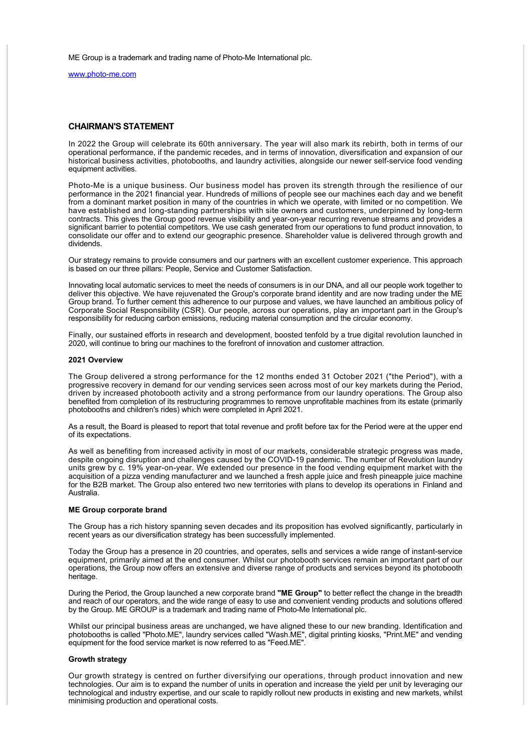ME Group is a trademark and trading name of Photo-Me International plc.

www.photo-me.com

## CHAIRMAN'S STATEMENT

In 2022 the Group will celebrate its 60th anniversary. The year will also mark its rebirth, both in terms of our operational performance, if the pandemic recedes, and in terms of innovation, diversification and expansion of our historical business activities, photobooths, and laundry activities, alongside our newer self-service food vending equipment activities.

Photo-Me is a unique business. Our business model has proven its strength through the resilience of our performance in the 2021 financial year. Hundreds of millions of people see our machines each day and we benefit from a dominant market position in many of the countries in which we operate, with limited or no competition. We have established and long-standing partnerships with site owners and customers, underpinned by long-term contracts. This gives the Group good revenue visibility and year-on-year recurring revenue streams and provides a significant barrier to potential competitors. We use cash generated from our operations to fund product innovation, to consolidate our offer and to extend our geographic presence. Shareholder value is delivered through growth and dividends.

Our strategy remains to provide consumers and our partners with an excellent customer experience. This approach is based on our three pillars: People, Service and Customer Satisfaction.

Innovating local automatic services to meet the needs of consumers is in our DNA, and all our people work together to deliver this objective. We have rejuvenated the Group's corporate brand identity and are now trading under the ME Group brand. To further cement this adherence to our purpose and values, we have launched an ambitious policy of Corporate Social Responsibility (CSR). Our people, across our operations, play an important part in the Group's responsibility for reducing carbon emissions, reducing material consumption and the circular economy.

Finally, our sustained efforts in research and development, boosted tenfold by a true digital revolution launched in 2020, will continue to bring our machines to the forefront of innovation and customer attraction.

### 2021 Overview

The Group delivered a strong performance for the 12 months ended 31 October 2021 ("the Period"), with a progressive recovery in demand for our vending services seen across most of our key markets during the Period, driven by increased photobooth activity and a strong performance from our laundry operations. The Group also benefited from completion of its restructuring programmes to remove unprofitable machines from its estate (primarily photobooths and children's rides) which were completed in April 2021.

As a result, the Board is pleased to report that total revenue and profit before tax for the Period were at the upper end of its expectations.

As well as benefiting from increased activity in most of our markets, considerable strategic progress was made, despite ongoing disruption and challenges caused by the COVID-19 pandemic. The number of Revolution laundry units grew by c. 19% year-on-year. We extended our presence in the food vending equipment market with the acquisition of a pizza vending manufacturer and we launched a fresh apple juice and fresh pineapple juice machine for the B2B market. The Group also entered two new territories with plans to develop its operations in Finland and Australia.

### ME Group corporate brand

The Group has a rich history spanning seven decades and its proposition has evolved significantly, particularly in recent years as our diversification strategy has been successfully implemented.

Today the Group has a presence in 20 countries, and operates, sells and services a wide range of instant-service equipment, primarily aimed at the end consumer. Whilst our photobooth services remain an important part of our operations, the Group now offers an extensive and diverse range of products and services beyond its photobooth heritage.

During the Period, the Group launched a new corporate brand **"ME Group"** to better reflect the change in the breadth and reach of our operators, and the wide range of easy to use and convenient vending products and solutions offered by the Group. ME GROUP is a trademark and trading name of Photo-Me International plc.

Whilst our principal business areas are unchanged, we have aligned these to our new branding. Identification and photobooths is called "Photo.ME", laundry services called "Wash.ME", digital printing kiosks, "Print.ME" and vending equipment for the food service market is now referred to as "Feed.ME".

### Growth strategy

Our growth strategy is centred on further diversifying our operations, through product innovation and new technologies. Our aim is to expand the number of units in operation and increase the yield per unit by leveraging our technological and industry expertise, and our scale to rapidly rollout new products in existing and new markets, whilst minimising production and operational costs.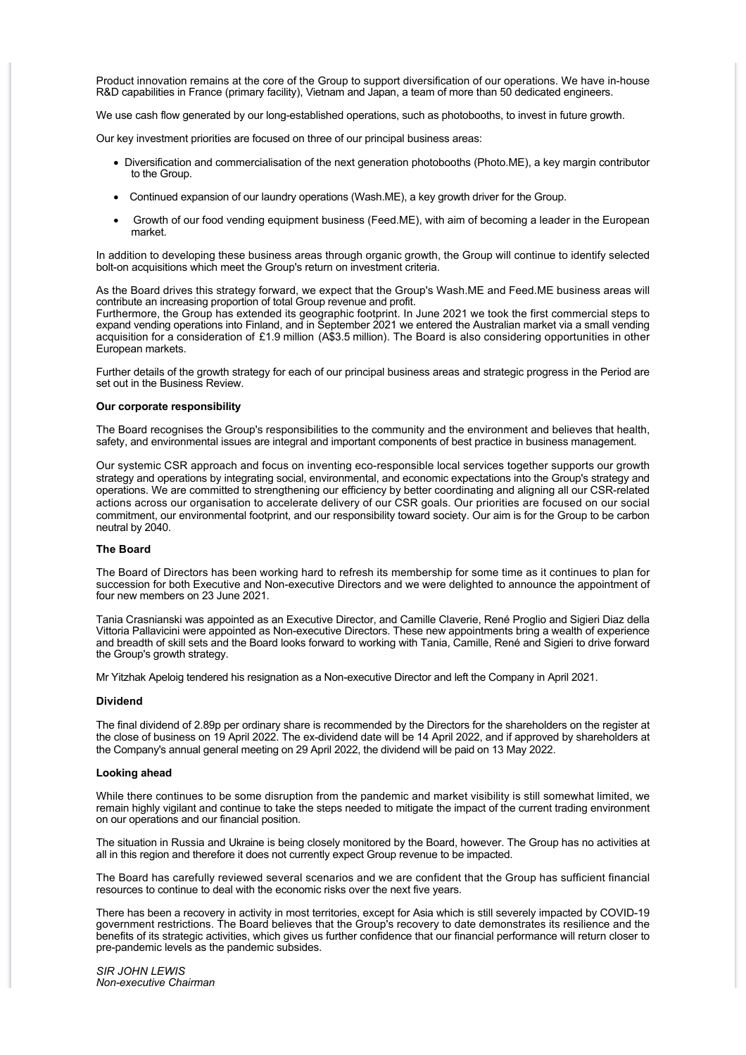Product innovation remains at the core of the Group to support diversification of our operations. We have in-house R&D capabilities in France (primary facility), Vietnam and Japan, a team of more than 50 dedicated engineers.

We use cash flow generated by our long-established operations, such as photobooths, to invest in future growth.

Our key investment priorities are focused on three of our principal business areas:

- Diversification and commercialisation of the next generation photobooths (Photo.ME), a key margin contributor to the Group.
- Continued expansion of our laundry operations (Wash.ME), a key growth driver for the Group.
- Growth of our food vending equipment business (Feed.ME), with aim of becoming a leader in the European market.

In addition to developing these business areas through organic growth, the Group will continue to identify selected bolt-on acquisitions which meet the Group's return on investment criteria.

As the Board drives this strategy forward, we expect that the Group's Wash.ME and Feed.ME business areas will contribute an increasing proportion of total Group revenue and profit.
Furthermore, the Group has extended its geographic footprint. In June 2021 we took the first commercial steps to expand vending operations into Finland, and in September 2021 we entered the Australian market via a small vending acquisition for a consideration of £1.9 million (A$3.5 million). The Board is also considering opportunities in other European markets.

Further details of the growth strategy for each of our principal business areas and strategic progress in the Period are set out in the Business Review.

**Our corporate responsibility**

The Board recognises the Group's responsibilities to the community and the environment and believes that health, safety, and environmental issues are integral and important components of best practice in business management.

Our systemic CSR approach and focus on inventing eco-responsible local services together supports our growth strategy and operations by integrating social, environmental, and economic expectations into the Group's strategy and operations. We are committed to strengthening our efficiency by better coordinating and aligning all our CSR-related actions across our organisation to accelerate delivery of our CSR goals. Our priorities are focused on our social commitment, our environmental footprint, and our responsibility toward society. Our aim is for the Group to be carbon neutral by 2040.

**The Board**

The Board of Directors has been working hard to refresh its membership for some time as it continues to plan for succession for both Executive and Non-executive Directors and we were delighted to announce the appointment of four new members on 23 June 2021.

Tania Crasnianski was appointed as an Executive Director, and Camille Claverie, René Proglio and Sigieri Diaz della Vittoria Pallavicini were appointed as Non-executive Directors. These new appointments bring a wealth of experience and breadth of skill sets and the Board looks forward to working with Tania, Camille, René and Sigieri to drive forward the Group's growth strategy.

Mr Yitzhak Apeloig tendered his resignation as a Non-executive Director and left the Company in April 2021.

**Dividend**

The final dividend of 2.89p per ordinary share is recommended by the Directors for the shareholders on the register at the close of business on 19 April 2022. The ex-dividend date will be 14 April 2022, and if approved by shareholders at the Company's annual general meeting on 29 April 2022, the dividend will be paid on 13 May 2022.

**Looking ahead**

While there continues to be some disruption from the pandemic and market visibility is still somewhat limited, we remain highly vigilant and continue to take the steps needed to mitigate the impact of the current trading environment on our operations and our financial position.

The situation in Russia and Ukraine is being closely monitored by the Board, however. The Group has no activities at all in this region and therefore it does not currently expect Group revenue to be impacted.

The Board has carefully reviewed several scenarios and we are confident that the Group has sufficient financial resources to continue to deal with the economic risks over the next five years.

There has been a recovery in activity in most territories, except for Asia which is still severely impacted by COVID-19 government restrictions. The Board believes that the Group's recovery to date demonstrates its resilience and the benefits of its strategic activities, which gives us further confidence that our financial performance will return closer to pre-pandemic levels as the pandemic subsides.

*SIR JOHN LEWIS*
*Non-executive Chairman*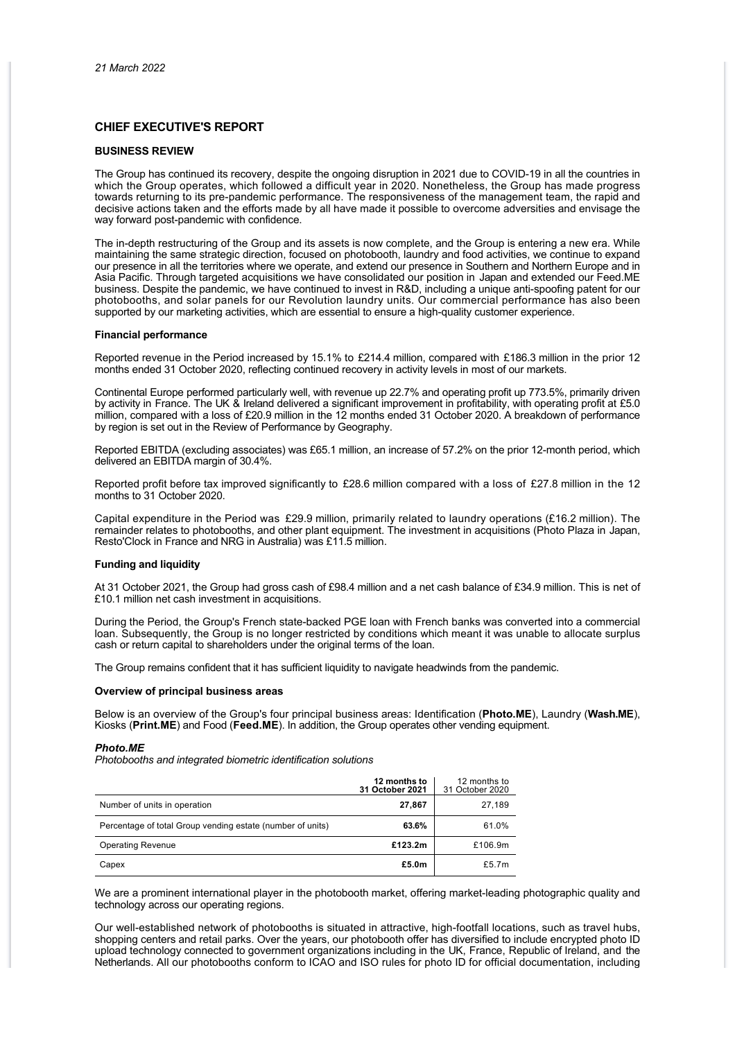*21 March 2022*

## CHIEF EXECUTIVE'S REPORT

### BUSINESS REVIEW

The Group has continued its recovery, despite the ongoing disruption in 2021 due to COVID-19 in all the countries in which the Group operates, which followed a difficult year in 2020. Nonetheless, the Group has made progress towards returning to its pre-pandemic performance. The responsiveness of the management team, the rapid and decisive actions taken and the efforts made by all have made it possible to overcome adversities and envisage the way forward post-pandemic with confidence.

The in-depth restructuring of the Group and its assets is now complete, and the Group is entering a new era. While maintaining the same strategic direction, focused on photobooth, laundry and food activities, we continue to expand our presence in all the territories where we operate, and extend our presence in Southern and Northern Europe and in Asia Pacific. Through targeted acquisitions we have consolidated our position in Japan and extended our Feed.ME business. Despite the pandemic, we have continued to invest in R&D, including a unique anti-spoofing patent for our photobooths, and solar panels for our Revolution laundry units. Our commercial performance has also been supported by our marketing activities, which are essential to ensure a high-quality customer experience.

#### Financial performance

Reported revenue in the Period increased by 15.1% to £214.4 million, compared with £186.3 million in the prior 12 months ended 31 October 2020, reflecting continued recovery in activity levels in most of our markets.

Continental Europe performed particularly well, with revenue up 22.7% and operating profit up 773.5%, primarily driven by activity in France. The UK & Ireland delivered a significant improvement in profitability, with operating profit at £5.0 million, compared with a loss of £20.9 million in the 12 months ended 31 October 2020. A breakdown of performance by region is set out in the Review of Performance by Geography.

Reported EBITDA (excluding associates) was £65.1 million, an increase of 57.2% on the prior 12-month period, which delivered an EBITDA margin of 30.4%.

Reported profit before tax improved significantly to £28.6 million compared with a loss of £27.8 million in the 12 months to 31 October 2020.

Capital expenditure in the Period was £29.9 million, primarily related to laundry operations (£16.2 million). The remainder relates to photobooths, and other plant equipment. The investment in acquisitions (Photo Plaza in Japan, Resto'Clock in France and NRG in Australia) was £11.5 million.

#### Funding and liquidity

At 31 October 2021, the Group had gross cash of £98.4 million and a net cash balance of £34.9 million. This is net of £10.1 million net cash investment in acquisitions.

During the Period, the Group's French state-backed PGE loan with French banks was converted into a commercial loan. Subsequently, the Group is no longer restricted by conditions which meant it was unable to allocate surplus cash or return capital to shareholders under the original terms of the loan.

The Group remains confident that it has sufficient liquidity to navigate headwinds from the pandemic.

#### Overview of principal business areas

Below is an overview of the Group's four principal business areas: Identification (**Photo.ME**), Laundry (**Wash.ME**), Kiosks (**Print.ME**) and Food (**Feed.ME**). In addition, the Group operates other vending equipment.

***Photo.ME***

*Photobooths and integrated biometric identification solutions*

| | **12 months to 31 October 2021** | 12 months to 31 October 2020 |
|---|---|---|
| Number of units in operation | **27,867** | 27,189 |
| Percentage of total Group vending estate (number of units) | **63.6%** | 61.0% |
| Operating Revenue | **£123.2m** | £106.9m |
| Capex | **£5.0m** | £5.7m |

We are a prominent international player in the photobooth market, offering market-leading photographic quality and technology across our operating regions.

Our well-established network of photobooths is situated in attractive, high-footfall locations, such as travel hubs, shopping centers and retail parks. Over the years, our photobooth offer has diversified to include encrypted photo ID upload technology connected to government organizations including in the UK, France, Republic of Ireland, and the Netherlands. All our photobooths conform to ICAO and ISO rules for photo ID for official documentation, including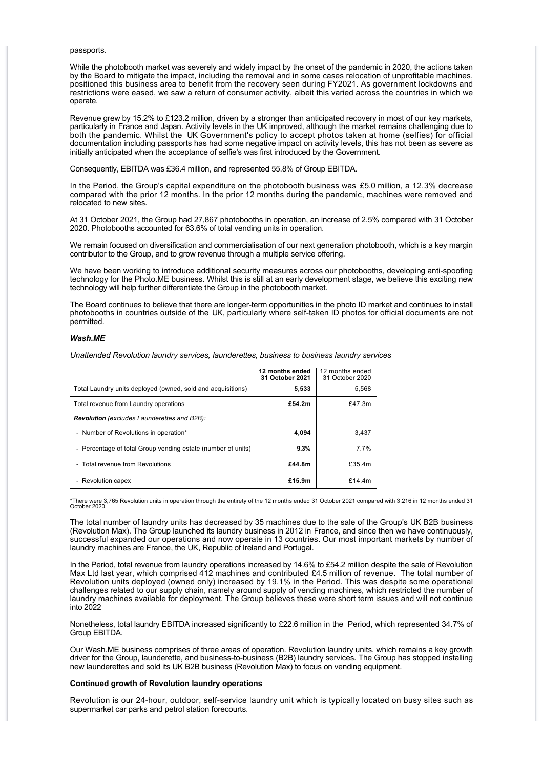passports.

While the photobooth market was severely and widely impact by the onset of the pandemic in 2020, the actions taken by the Board to mitigate the impact, including the removal and in some cases relocation of unprofitable machines, positioned this business area to benefit from the recovery seen during FY2021. As government lockdowns and restrictions were eased, we saw a return of consumer activity, albeit this varied across the countries in which we operate.

Revenue grew by 15.2% to £123.2 million, driven by a stronger than anticipated recovery in most of our key markets, particularly in France and Japan. Activity levels in the UK improved, although the market remains challenging due to both the pandemic. Whilst the UK Government's policy to accept photos taken at home (selfies) for official documentation including passports has had some negative impact on activity levels, this has not been as severe as initially anticipated when the acceptance of selfie's was first introduced by the Government.

Consequently, EBITDA was £36.4 million, and represented 55.8% of Group EBITDA.

In the Period, the Group's capital expenditure on the photobooth business was £5.0 million, a 12.3% decrease compared with the prior 12 months. In the prior 12 months during the pandemic, machines were removed and relocated to new sites.

At 31 October 2021, the Group had 27,867 photobooths in operation, an increase of 2.5% compared with 31 October 2020. Photobooths accounted for 63.6% of total vending units in operation.

We remain focused on diversification and commercialisation of our next generation photobooth, which is a key margin contributor to the Group, and to grow revenue through a multiple service offering.

We have been working to introduce additional security measures across our photobooths, developing anti-spoofing technology for the Photo.ME business. Whilst this is still at an early development stage, we believe this exciting new technology will help further differentiate the Group in the photobooth market.

The Board continues to believe that there are longer-term opportunities in the photo ID market and continues to install photobooths in countries outside of the UK, particularly where self-taken ID photos for official documents are not permitted.

### *Wash.ME*

*Unattended Revolution laundry services, launderettes, business to business laundry services*

| | **12 months ended 31 October 2021** | 12 months ended 31 October 2020 |
|---|---|---|
| Total Laundry units deployed (owned, sold and acquisitions) | **5,533** | 5,568 |
| Total revenue from Laundry operations | **£54.2m** | £47.3m |
| ***Revolution*** *(excludes Launderettes and B2B):* | | |
| - Number of Revolutions in operation* | **4,094** | 3,437 |
| - Percentage of total Group vending estate (number of units) | **9.3%** | 7.7% |
| - Total revenue from Revolutions | **£44.8m** | £35.4m |
| - Revolution capex | **£15.9m** | £14.4m |

*There were 3,765 Revolution units in operation through the entirety of the 12 months ended 31 October 2021 compared with 3,216 in 12 months ended 31 October 2020.

The total number of laundry units has decreased by 35 machines due to the sale of the Group's UK B2B business (Revolution Max). The Group launched its laundry business in 2012 in France, and since then we have continuously, successful expanded our operations and now operate in 13 countries. Our most important markets by number of laundry machines are France, the UK, Republic of Ireland and Portugal.

In the Period, total revenue from laundry operations increased by 14.6% to £54.2 million despite the sale of Revolution Max Ltd last year, which comprised 412 machines and contributed £4.5 million of revenue. The total number of Revolution units deployed (owned only) increased by 19.1% in the Period. This was despite some operational challenges related to our supply chain, namely around supply of vending machines, which restricted the number of laundry machines available for deployment. The Group believes these were short term issues and will not continue into 2022

Nonetheless, total laundry EBITDA increased significantly to £22.6 million in the Period, which represented 34.7% of Group EBITDA.

Our Wash.ME business comprises of three areas of operation. Revolution laundry units, which remains a key growth driver for the Group, launderette, and business-to-business (B2B) laundry services. The Group has stopped installing new launderettes and sold its UK B2B business (Revolution Max) to focus on vending equipment.

**Continued growth of Revolution laundry operations**

Revolution is our 24-hour, outdoor, self-service laundry unit which is typically located on busy sites such as supermarket car parks and petrol station forecourts.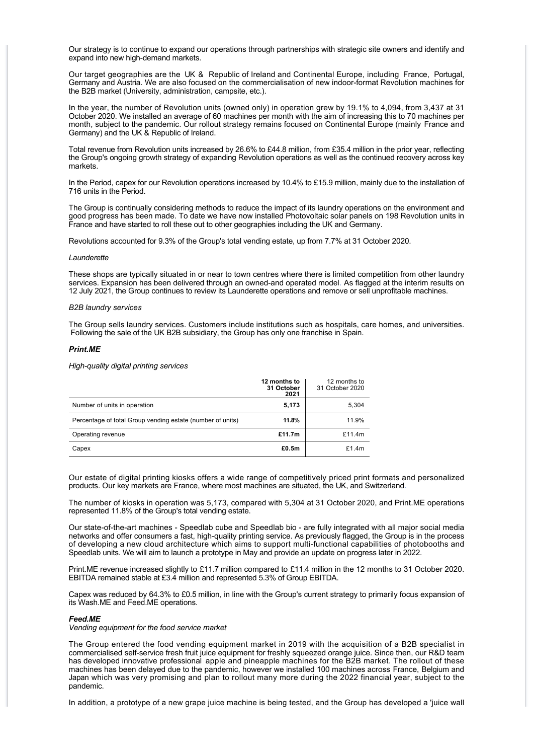Our strategy is to continue to expand our operations through partnerships with strategic site owners and identify and expand into new high-demand markets.

Our target geographies are the UK & Republic of Ireland and Continental Europe, including France, Portugal, Germany and Austria. We are also focused on the commercialisation of new indoor-format Revolution machines for the B2B market (University, administration, campsite, etc.).

In the year, the number of Revolution units (owned only) in operation grew by 19.1% to 4,094, from 3,437 at 31 October 2020. We installed an average of 60 machines per month with the aim of increasing this to 70 machines per month, subject to the pandemic. Our rollout strategy remains focused on Continental Europe (mainly France and Germany) and the UK & Republic of Ireland.

Total revenue from Revolution units increased by 26.6% to £44.8 million, from £35.4 million in the prior year, reflecting the Group's ongoing growth strategy of expanding Revolution operations as well as the continued recovery across key markets.

In the Period, capex for our Revolution operations increased by 10.4% to £15.9 million, mainly due to the installation of 716 units in the Period.

The Group is continually considering methods to reduce the impact of its laundry operations on the environment and good progress has been made. To date we have now installed Photovoltaic solar panels on 198 Revolution units in France and have started to roll these out to other geographies including the UK and Germany.

Revolutions accounted for 9.3% of the Group's total vending estate, up from 7.7% at 31 October 2020.

*Launderette*

These shops are typically situated in or near to town centres where there is limited competition from other laundry services. Expansion has been delivered through an owned-and operated model. As flagged at the interim results on 12 July 2021, the Group continues to review its Launderette operations and remove or sell unprofitable machines.

*B2B laundry services*

The Group sells laundry services. Customers include institutions such as hospitals, care homes, and universities. Following the sale of the UK B2B subsidiary, the Group has only one franchise in Spain.

***Print.ME***

*High-quality digital printing services*

| | **12 months to 31 October 2021** | 12 months to 31 October 2020 |
|---|---|---|
| Number of units in operation | **5,173** | 5,304 |
| Percentage of total Group vending estate (number of units) | **11.8%** | 11.9% |
| Operating revenue | **£11.7m** | £11.4m |
| Capex | **£0.5m** | £1.4m |

Our estate of digital printing kiosks offers a wide range of competitively priced print formats and personalized products. Our key markets are France, where most machines are situated, the UK, and Switzerland.

The number of kiosks in operation was 5,173, compared with 5,304 at 31 October 2020, and Print.ME operations represented 11.8% of the Group's total vending estate.

Our state-of-the-art machines - Speedlab cube and Speedlab bio - are fully integrated with all major social media networks and offer consumers a fast, high-quality printing service. As previously flagged, the Group is in the process of developing a new cloud architecture which aims to support multi-functional capabilities of photobooths and Speedlab units. We will aim to launch a prototype in May and provide an update on progress later in 2022.

Print.ME revenue increased slightly to £11.7 million compared to £11.4 million in the 12 months to 31 October 2020. EBITDA remained stable at £3.4 million and represented 5.3% of Group EBITDA.

Capex was reduced by 64.3% to £0.5 million, in line with the Group's current strategy to primarily focus expansion of its Wash.ME and Feed.ME operations.

***Feed.ME***

*Vending equipment for the food service market*

The Group entered the food vending equipment market in 2019 with the acquisition of a B2B specialist in commercialised self-service fresh fruit juice equipment for freshly squeezed orange juice. Since then, our R&D team has developed innovative professional apple and pineapple machines for the B2B market. The rollout of these machines has been delayed due to the pandemic, however we installed 100 machines across France, Belgium and Japan which was very promising and plan to rollout many more during the 2022 financial year, subject to the pandemic.

In addition, a prototype of a new grape juice machine is being tested, and the Group has developed a 'juice wall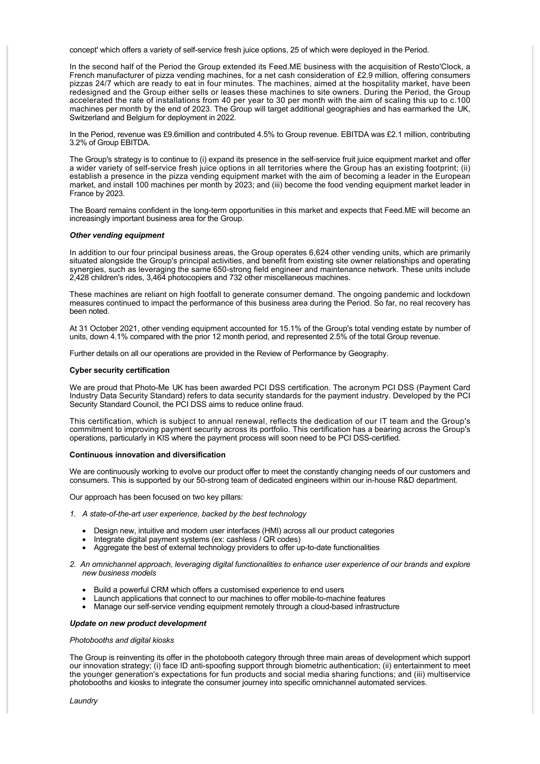concept' which offers a variety of self-service fresh juice options, 25 of which were deployed in the Period.

In the second half of the Period the Group extended its Feed.ME business with the acquisition of Resto'Clock, a French manufacturer of pizza vending machines, for a net cash consideration of £2.9 million, offering consumers pizzas 24/7 which are ready to eat in four minutes. The machines, aimed at the hospitality market, have been redesigned and the Group either sells or leases these machines to site owners. During the Period, the Group accelerated the rate of installations from 40 per year to 30 per month with the aim of scaling this up to c.100 machines per month by the end of 2023. The Group will target additional geographies and has earmarked the UK, Switzerland and Belgium for deployment in 2022.

In the Period, revenue was £9.6million and contributed 4.5% to Group revenue. EBITDA was £2.1 million, contributing 3.2% of Group EBITDA.

The Group's strategy is to continue to (i) expand its presence in the self-service fruit juice equipment market and offer a wider variety of self-service fresh juice options in all territories where the Group has an existing footprint; (ii) establish a presence in the pizza vending equipment market with the aim of becoming a leader in the European market, and install 100 machines per month by 2023; and (iii) become the food vending equipment market leader in France by 2023.

The Board remains confident in the long-term opportunities in this market and expects that Feed.ME will become an increasingly important business area for the Group.

***Other vending equipment***

In addition to our four principal business areas, the Group operates 6,624 other vending units, which are primarily situated alongside the Group's principal activities, and benefit from existing site owner relationships and operating synergies, such as leveraging the same 650-strong field engineer and maintenance network. These units include 2,428 children's rides, 3,464 photocopiers and 732 other miscellaneous machines.

These machines are reliant on high footfall to generate consumer demand. The ongoing pandemic and lockdown measures continued to impact the performance of this business area during the Period. So far, no real recovery has been noted.

At 31 October 2021, other vending equipment accounted for 15.1% of the Group's total vending estate by number of units, down 4.1% compared with the prior 12 month period, and represented 2.5% of the total Group revenue.

Further details on all our operations are provided in the Review of Performance by Geography.

**Cyber security certification**

We are proud that Photo-Me UK has been awarded PCI DSS certification. The acronym PCI DSS (Payment Card Industry Data Security Standard) refers to data security standards for the payment industry. Developed by the PCI Security Standard Council, the PCI DSS aims to reduce online fraud.

This certification, which is subject to annual renewal, reflects the dedication of our IT team and the Group's commitment to improving payment security across its portfolio. This certification has a bearing across the Group's operations, particularly in KIS where the payment process will soon need to be PCI DSS-certified.

**Continuous innovation and diversification**

We are continuously working to evolve our product offer to meet the constantly changing needs of our customers and consumers. This is supported by our 50-strong team of dedicated engineers within our in-house R&D department.

Our approach has been focused on two key pillars:

1. *A state-of-the-art user experience, backed by the best technology*
   - Design new, intuitive and modern user interfaces (HMI) across all our product categories
   - Integrate digital payment systems (ex: cashless / QR codes)
   - Aggregate the best of external technology providers to offer up-to-date functionalities
2. *An omnichannel approach, leveraging digital functionalities to enhance user experience of our brands and explore new business models*
   - Build a powerful CRM which offers a customised experience to end users
   - Launch applications that connect to our machines to offer mobile-to-machine features
   - Manage our self-service vending equipment remotely through a cloud-based infrastructure

***Update on new product development***

*Photobooths and digital kiosks*

The Group is reinventing its offer in the photobooth category through three main areas of development which support our innovation strategy; (i) face ID anti-spoofing support through biometric authentication; (ii) entertainment to meet the younger generation's expectations for fun products and social media sharing functions; and (iii) multiservice photobooths and kiosks to integrate the consumer journey into specific omnichannel automated services.

*Laundry*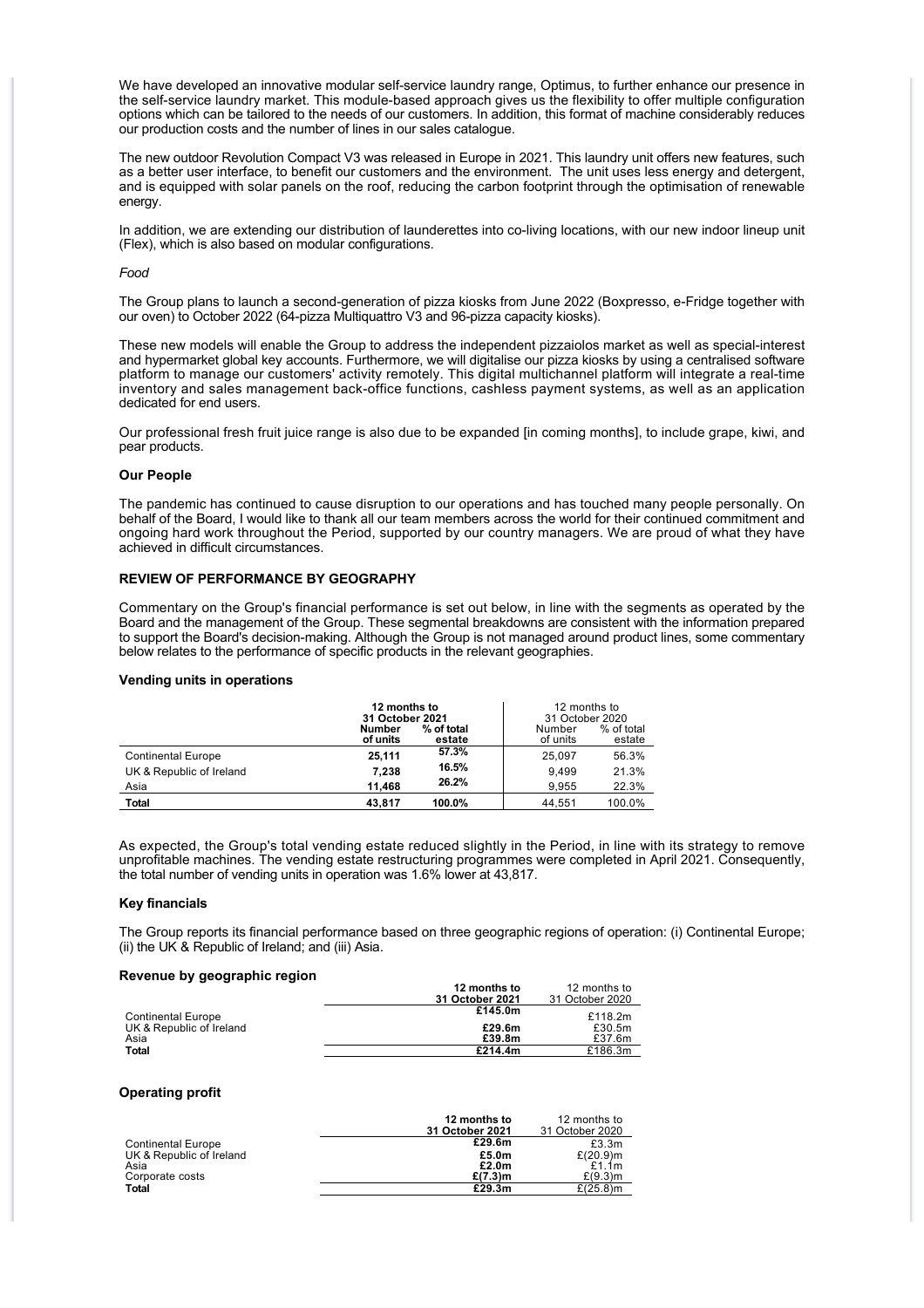We have developed an innovative modular self-service laundry range, Optimus, to further enhance our presence in the self-service laundry market. This module-based approach gives us the flexibility to offer multiple configuration options which can be tailored to the needs of our customers. In addition, this format of machine considerably reduces our production costs and the number of lines in our sales catalogue.

The new outdoor Revolution Compact V3 was released in Europe in 2021. This laundry unit offers new features, such as a better user interface, to benefit our customers and the environment. The unit uses less energy and detergent, and is equipped with solar panels on the roof, reducing the carbon footprint through the optimisation of renewable energy.

In addition, we are extending our distribution of launderettes into co-living locations, with our new indoor lineup unit (Flex), which is also based on modular configurations.

*Food*

The Group plans to launch a second-generation of pizza kiosks from June 2022 (Boxpresso, e-Fridge together with our oven) to October 2022 (64-pizza Multiquattro V3 and 96-pizza capacity kiosks).

These new models will enable the Group to address the independent pizzaiolos market as well as special-interest and hypermarket global key accounts. Furthermore, we will digitalise our pizza kiosks by using a centralised software platform to manage our customers' activity remotely. This digital multichannel platform will integrate a real-time inventory and sales management back-office functions, cashless payment systems, as well as an application dedicated for end users.

Our professional fresh fruit juice range is also due to be expanded [in coming months], to include grape, kiwi, and pear products.

**Our People**

The pandemic has continued to cause disruption to our operations and has touched many people personally. On behalf of the Board, I would like to thank all our team members across the world for their continued commitment and ongoing hard work throughout the Period, supported by our country managers. We are proud of what they have achieved in difficult circumstances.

## REVIEW OF PERFORMANCE BY GEOGRAPHY

Commentary on the Group's financial performance is set out below, in line with the segments as operated by the Board and the management of the Group. These segmental breakdowns are consistent with the information prepared to support the Board's decision-making. Although the Group is not managed around product lines, some commentary below relates to the performance of specific products in the relevant geographies.

**Vending units in operations**

| | **12 months to 31 October 2021** | | 12 months to 31 October 2020 | |
|---|---|---|---|---|
| | **Number of units** | **% of total estate** | Number of units | % of total estate |
| Continental Europe | **25,111** | **57.3%** | 25,097 | 56.3% |
| UK & Republic of Ireland | **7,238** | **16.5%** | 9,499 | 21.3% |
| Asia | **11,468** | **26.2%** | 9,955 | 22.3% |
| **Total** | **43,817** | **100.0%** | 44,551 | 100.0% |

As expected, the Group's total vending estate reduced slightly in the Period, in line with its strategy to remove unprofitable machines. The vending estate restructuring programmes were completed in April 2021. Consequently, the total number of vending units in operation was 1.6% lower at 43,817.

**Key financials**

The Group reports its financial performance based on three geographic regions of operation: (i) Continental Europe; (ii) the UK & Republic of Ireland; and (iii) Asia.

**Revenue by geographic region**

| | **12 months to 31 October 2021** | 12 months to 31 October 2020 |
|---|---|---|
| Continental Europe | **£145.0m** | £118.2m |
| UK & Republic of Ireland | **£29.6m** | £30.5m |
| Asia | **£39.8m** | £37.6m |
| **Total** | **£214.4m** | £186.3m |

**Operating profit**

| | **12 months to 31 October 2021** | 12 months to 31 October 2020 |
|---|---|---|
| Continental Europe | **£29.6m** | £3.3m |
| UK & Republic of Ireland | **£5.0m** | £(20.9)m |
| Asia | **£2.0m** | £1.1m |
| Corporate costs | **£(7.3)m** | £(9.3)m |
| **Total** | **£29.3m** | £(25.8)m |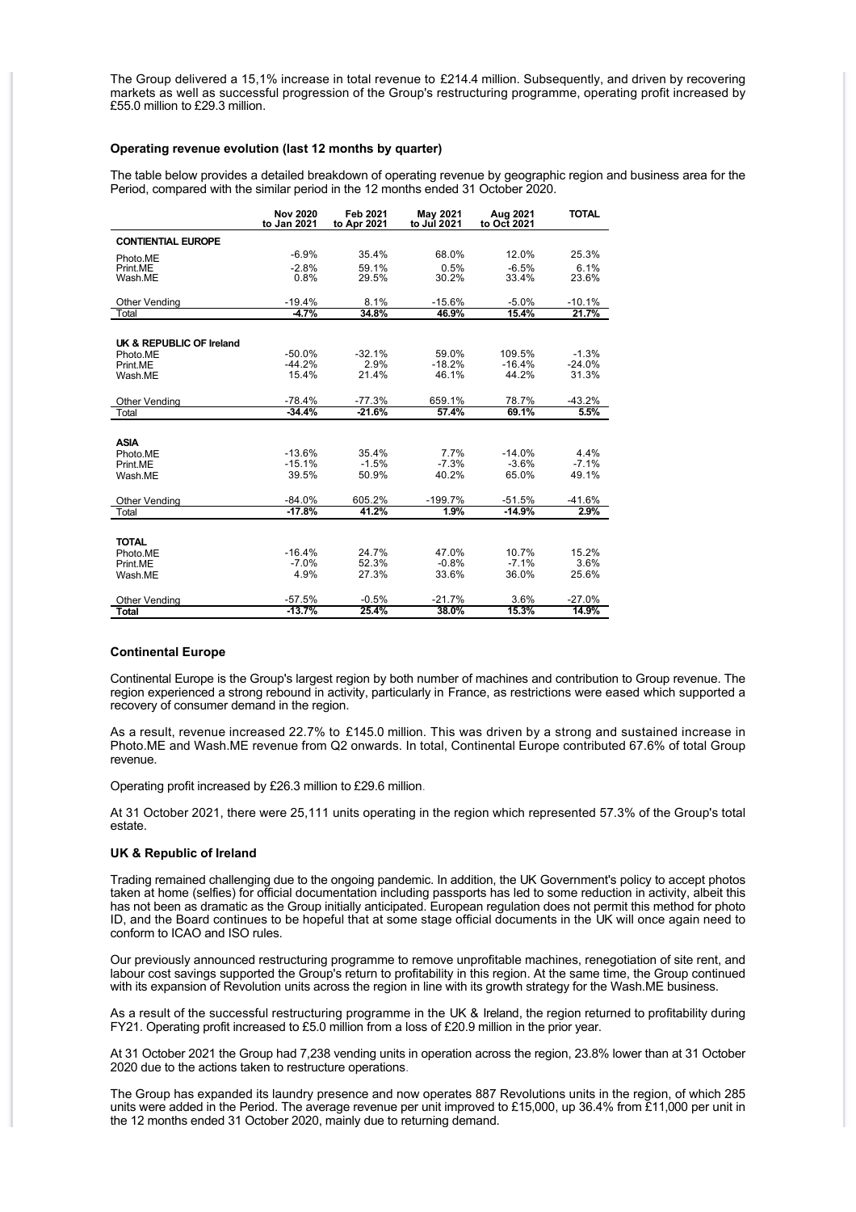The Group delivered a 15,1% increase in total revenue to £214.4 million. Subsequently, and driven by recovering markets as well as successful progression of the Group's restructuring programme, operating profit increased by £55.0 million to £29.3 million.

**Operating revenue evolution (last 12 months by quarter)**

The table below provides a detailed breakdown of operating revenue by geographic region and business area for the Period, compared with the similar period in the 12 months ended 31 October 2020.

| | Nov 2020 to Jan 2021 | Feb 2021 to Apr 2021 | May 2021 to Jul 2021 | Aug 2021 to Oct 2021 | TOTAL |
|---|---|---|---|---|---|
| **CONTIENTIAL EUROPE** | | | | | |
| Photo.ME | -6.9% | 35.4% | 68.0% | 12.0% | 25.3% |
| Print.ME | -2.8% | 59.1% | 0.5% | -6.5% | 6.1% |
| Wash.ME | 0.8% | 29.5% | 30.2% | 33.4% | 23.6% |
| Other Vending | -19.4% | 8.1% | -15.6% | -5.0% | -10.1% |
| Total | **-4.7%** | **34.8%** | **46.9%** | **15.4%** | **21.7%** |
| **UK & REPUBLIC OF Ireland** | | | | | |
| Photo.ME | -50.0% | -32.1% | 59.0% | 109.5% | -1.3% |
| Print.ME | -44.2% | 2.9% | -18.2% | -16.4% | -24.0% |
| Wash.ME | 15.4% | 21.4% | 46.1% | 44.2% | 31.3% |
| Other Vending | -78.4% | -77.3% | 659.1% | 78.7% | -43.2% |
| Total | **-34.4%** | **-21.6%** | **57.4%** | **69.1%** | **5.5%** |
| **ASIA** | | | | | |
| Photo.ME | -13.6% | 35.4% | 7.7% | -14.0% | 4.4% |
| Print.ME | -15.1% | -1.5% | -7.3% | -3.6% | -7.1% |
| Wash.ME | 39.5% | 50.9% | 40.2% | 65.0% | 49.1% |
| Other Vending | -84.0% | 605.2% | -199.7% | -51.5% | -41.6% |
| Total | **-17.8%** | **41.2%** | **1.9%** | **-14.9%** | **2.9%** |
| **TOTAL** | | | | | |
| Photo.ME | -16.4% | 24.7% | 47.0% | 10.7% | 15.2% |
| Print.ME | -7.0% | 52.3% | -0.8% | -7.1% | 3.6% |
| Wash.ME | 4.9% | 27.3% | 33.6% | 36.0% | 25.6% |
| Other Vending | -57.5% | -0.5% | -21.7% | 3.6% | -27.0% |
| **Total** | **-13.7%** | **25.4%** | **38.0%** | **15.3%** | **14.9%** |

**Continental Europe**

Continental Europe is the Group's largest region by both number of machines and contribution to Group revenue. The region experienced a strong rebound in activity, particularly in France, as restrictions were eased which supported a recovery of consumer demand in the region.

As a result, revenue increased 22.7% to £145.0 million. This was driven by a strong and sustained increase in Photo.ME and Wash.ME revenue from Q2 onwards. In total, Continental Europe contributed 67.6% of total Group revenue.

Operating profit increased by £26.3 million to £29.6 million.

At 31 October 2021, there were 25,111 units operating in the region which represented 57.3% of the Group's total estate.

**UK & Republic of Ireland**

Trading remained challenging due to the ongoing pandemic. In addition, the UK Government's policy to accept photos taken at home (selfies) for official documentation including passports has led to some reduction in activity, albeit this has not been as dramatic as the Group initially anticipated. European regulation does not permit this method for photo ID, and the Board continues to be hopeful that at some stage official documents in the UK will once again need to conform to ICAO and ISO rules.

Our previously announced restructuring programme to remove unprofitable machines, renegotiation of site rent, and labour cost savings supported the Group's return to profitability in this region. At the same time, the Group continued with its expansion of Revolution units across the region in line with its growth strategy for the Wash.ME business.

As a result of the successful restructuring programme in the UK & Ireland, the region returned to profitability during FY21. Operating profit increased to £5.0 million from a loss of £20.9 million in the prior year.

At 31 October 2021 the Group had 7,238 vending units in operation across the region, 23.8% lower than at 31 October 2020 due to the actions taken to restructure operations.

The Group has expanded its laundry presence and now operates 887 Revolutions units in the region, of which 285 units were added in the Period. The average revenue per unit improved to £15,000, up 36.4% from £11,000 per unit in the 12 months ended 31 October 2020, mainly due to returning demand.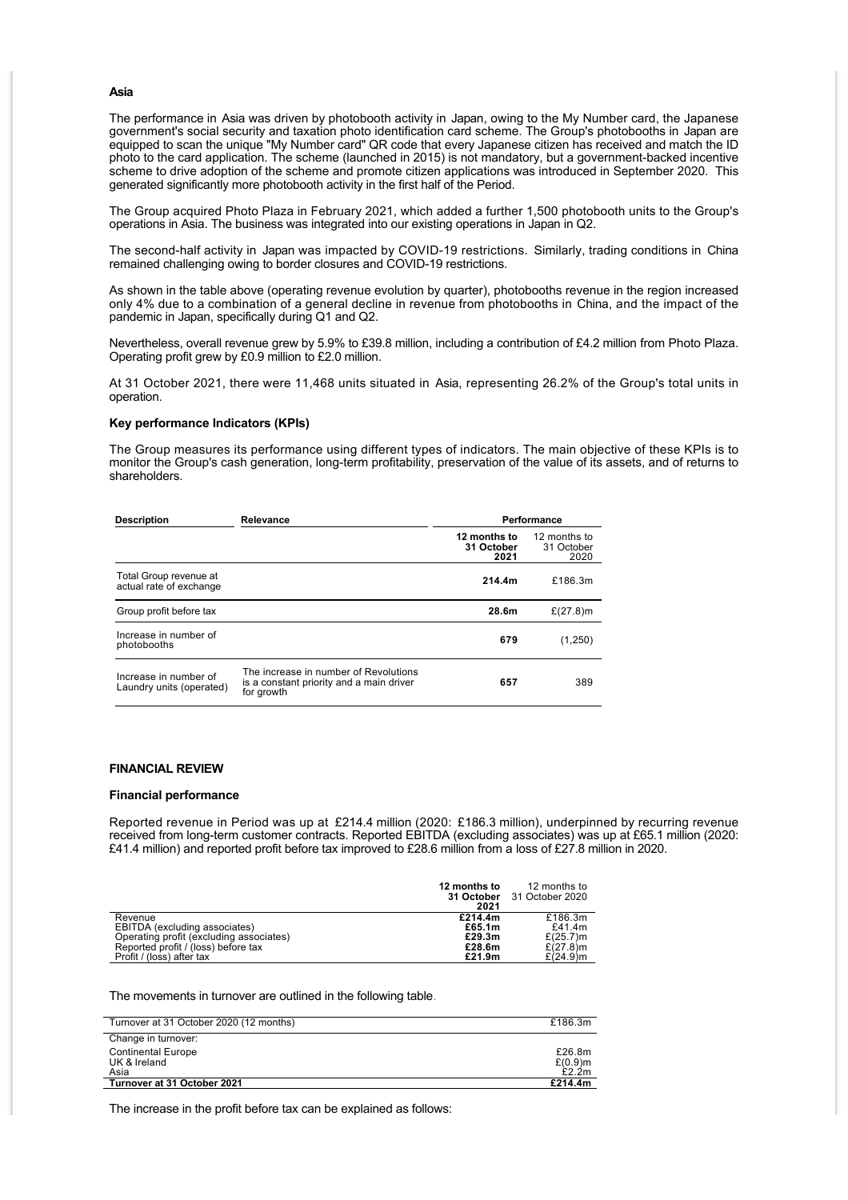**Asia**

The performance in Asia was driven by photobooth activity in Japan, owing to the My Number card, the Japanese government's social security and taxation photo identification card scheme. The Group's photobooths in Japan are equipped to scan the unique "My Number card" QR code that every Japanese citizen has received and match the ID photo to the card application. The scheme (launched in 2015) is not mandatory, but a government-backed incentive scheme to drive adoption of the scheme and promote citizen applications was introduced in September 2020. This generated significantly more photobooth activity in the first half of the Period.

The Group acquired Photo Plaza in February 2021, which added a further 1,500 photobooth units to the Group's operations in Asia. The business was integrated into our existing operations in Japan in Q2.

The second-half activity in Japan was impacted by COVID-19 restrictions. Similarly, trading conditions in China remained challenging owing to border closures and COVID-19 restrictions.

As shown in the table above (operating revenue evolution by quarter), photobooths revenue in the region increased only 4% due to a combination of a general decline in revenue from photobooths in China, and the impact of the pandemic in Japan, specifically during Q1 and Q2.

Nevertheless, overall revenue grew by 5.9% to £39.8 million, including a contribution of £4.2 million from Photo Plaza. Operating profit grew by £0.9 million to £2.0 million.

At 31 October 2021, there were 11,468 units situated in Asia, representing 26.2% of the Group's total units in operation.

**Key performance Indicators (KPIs)**

The Group measures its performance using different types of indicators. The main objective of these KPIs is to monitor the Group's cash generation, long-term profitability, preservation of the value of its assets, and of returns to shareholders.

| Description | Relevance | Performance | |
|---|---|---|---|
| | | **12 months to 31 October 2021** | 12 months to 31 October 2020 |
| Total Group revenue at actual rate of exchange | | **214.4m** | £186.3m |
| Group profit before tax | | **28.6m** | £(27.8)m |
| Increase in number of photobooths | | **679** | (1,250) |
| Increase in number of Laundry units (operated) | The increase in number of Revolutions is a constant priority and a main driver for growth | **657** | 389 |

**FINANCIAL REVIEW**

**Financial performance**

Reported revenue in Period was up at £214.4 million (2020: £186.3 million), underpinned by recurring revenue received from long-term customer contracts. Reported EBITDA (excluding associates) was up at £65.1 million (2020: £41.4 million) and reported profit before tax improved to £28.6 million from a loss of £27.8 million in 2020.

| | **12 months to 31 October 2021** | 12 months to 31 October 2020 |
|---|---|---|
| Revenue | **£214.4m** | £186.3m |
| EBITDA (excluding associates) | **£65.1m** | £41.4m |
| Operating profit (excluding associates) | **£29.3m** | £(25.7)m |
| Reported profit / (loss) before tax | **£28.6m** | £(27.8)m |
| Profit / (loss) after tax | **£21.9m** | £(24.9)m |

The movements in turnover are outlined in the following table.

| | |
|---|---|
| Turnover at 31 October 2020 (12 months) | £186.3m |
| Change in turnover: | |
| Continental Europe | £26.8m |
| UK & Ireland | £(0.9)m |
| Asia | £2.2m |
| **Turnover at 31 October 2021** | **£214.4m** |

The increase in the profit before tax can be explained as follows: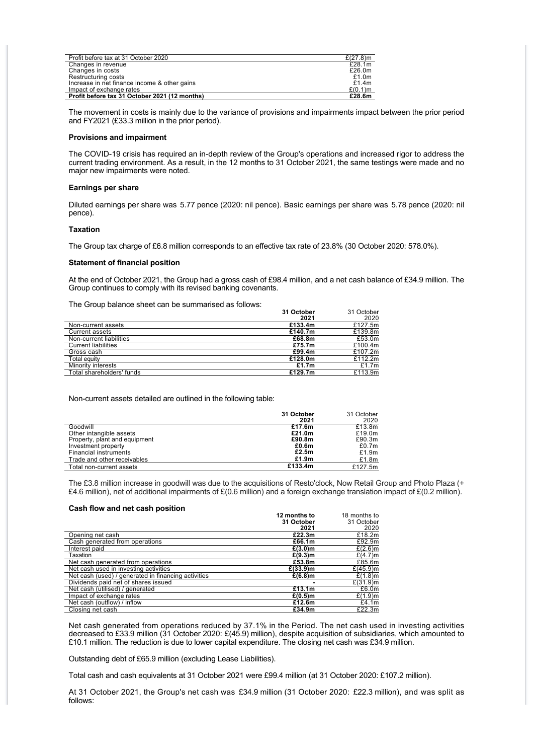| | |
|---|---|
| Profit before tax at 31 October 2020 | £(27.8)m |
| Changes in revenue | £28.1m |
| Changes in costs | £26.0m |
| Restructuring costs | £1.0m |
| Increase in net finance income & other gains | £1.4m |
| Impact of exchange rates | £(0.1)m |
| **Profit before tax 31 October 2021 (12 months)** | **£28.6m** |

The movement in costs is mainly due to the variance of provisions and impairments impact between the prior period and FY2021 (£33.3 million in the prior period).

### Provisions and impairment

The COVID-19 crisis has required an in-depth review of the Group's operations and increased rigor to address the current trading environment. As a result, in the 12 months to 31 October 2021, the same testings were made and no major new impairments were noted.

### Earnings per share

Diluted earnings per share was 5.77 pence (2020: nil pence). Basic earnings per share was 5.78 pence (2020: nil pence).

### Taxation

The Group tax charge of £6.8 million corresponds to an effective tax rate of 23.8% (30 October 2020: 578.0%).

### Statement of financial position

At the end of October 2021, the Group had a gross cash of £98.4 million, and a net cash balance of £34.9 million. The Group continues to comply with its revised banking covenants.

The Group balance sheet can be summarised as follows:

| | **31 October 2021** | 31 October 2020 |
|---|---|---|
| Non-current assets | **£133.4m** | £127.5m |
| Current assets | **£140.7m** | £139.8m |
| Non-current liabilities | **£68.8m** | £53.0m |
| Current liabilities | **£75.7m** | £100.4m |
| Gross cash | **£99.4m** | £107.2m |
| Total equity | **£128.0m** | £112.2m |
| Minority interests | **£1.7m** | £1.7m |
| Total shareholders' funds | **£129.7m** | £113.9m |

Non-current assets detailed are outlined in the following table:

| | **31 October 2021** | 31 October 2020 |
|---|---|---|
| Goodwill | **£17.6m** | £13.8m |
| Other intangible assets | **£21.0m** | £19.0m |
| Property, plant and equipment | **£90.8m** | £90.3m |
| Investment property | **£0.6m** | £0.7m |
| Financial instruments | **£2.5m** | £1.9m |
| Trade and other receivables | **£1.9m** | £1.8m |
| Total non-current assets | **£133.4m** | £127.5m |

The £3.8 million increase in goodwill was due to the acquisitions of Resto'clock, Now Retail Group and Photo Plaza (+ £4.6 million), net of additional impairments of £(0.6 million) and a foreign exchange translation impact of £(0.2 million).

### Cash flow and net cash position

| | **12 months to 31 October 2021** | 18 months to 31 October 2020 |
|---|---|---|
| Opening net cash | **£22.3m** | £18.2m |
| Cash generated from operations | **£66.1m** | £92.9m |
| Interest paid | **£(3.0)m** | £(2.6)m |
| Taxation | **£(9.3)m** | £(4.7)m |
| Net cash generated from operations | **£53.8m** | £85.6m |
| Net cash used in investing activities | **£(33.9)m** | £(45.9)m |
| Net cash (used) / generated in financing activities | **£(6.8)m** | £(1.8)m |
| Dividends paid net of shares issued | **-** | £(31.9)m |
| Net cash (utilised) / generated | **£13.1m** | £6.0m |
| Impact of exchange rates | **£(0.5)m** | £(1.9)m |
| Net cash (outflow) / inflow | **£12.6m** | £4.1m |
| Closing net cash | **£34.9m** | £22.3m |

Net cash generated from operations reduced by 37.1% in the Period. The net cash used in investing activities decreased to £33.9 million (31 October 2020: £(45.9) million), despite acquisition of subsidiaries, which amounted to £10.1 million. The reduction is due to lower capital expenditure. The closing net cash was £34.9 million.

Outstanding debt of £65.9 million (excluding Lease Liabilities).

Total cash and cash equivalents at 31 October 2021 were £99.4 million (at 31 October 2020: £107.2 million).

At 31 October 2021, the Group's net cash was £34.9 million (31 October 2020: £22.3 million), and was split as follows: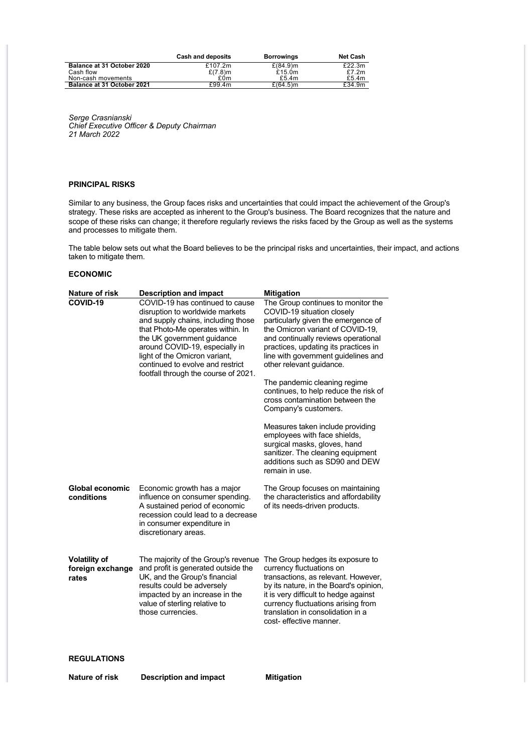| | Cash and deposits | Borrowings | Net Cash |
|---|---|---|---|
| **Balance at 31 October 2020** | £107.2m | £(84.9)m | £22.3m |
| Cash flow | £(7.8)m | £15.0m | £7.2m |
| Non-cash movements | £0m | £5.4m | £5.4m |
| **Balance at 31 October 2021** | £99.4m | £(64.5)m | £34.9m |

*Serge Crasnianski*
*Chief Executive Officer & Deputy Chairman*
*21 March 2022*

**PRINCIPAL RISKS**

Similar to any business, the Group faces risks and uncertainties that could impact the achievement of the Group's strategy. These risks are accepted as inherent to the Group's business. The Board recognizes that the nature and scope of these risks can change; it therefore regularly reviews the risks faced by the Group as well as the systems and processes to mitigate them.

The table below sets out what the Board believes to be the principal risks and uncertainties, their impact, and actions taken to mitigate them.

**ECONOMIC**

| Nature of risk | Description and impact | Mitigation |
|---|---|---|
| **COVID-19** | COVID-19 has continued to cause disruption to worldwide markets and supply chains, including those that Photo-Me operates within. In the UK government guidance around COVID-19, especially in light of the Omicron variant, continued to evolve and restrict footfall through the course of 2021. | The Group continues to monitor the COVID-19 situation closely particularly given the emergence of the Omicron variant of COVID-19, and continually reviews operational practices, updating its practices in line with government guidelines and other relevant guidance.<br><br>The pandemic cleaning regime continues, to help reduce the risk of cross contamination between the Company's customers.<br><br>Measures taken include providing employees with face shields, surgical masks, gloves, hand sanitizer. The cleaning equipment additions such as SD90 and DEW remain in use. |
| **Global economic conditions** | Economic growth has a major influence on consumer spending. A sustained period of economic recession could lead to a decrease in consumer expenditure in discretionary areas. | The Group focuses on maintaining the characteristics and affordability of its needs-driven products. |
| **Volatility of foreign exchange rates** | The majority of the Group's revenue and profit is generated outside the UK, and the Group's financial results could be adversely impacted by an increase in the value of sterling relative to those currencies. | The Group hedges its exposure to currency fluctuations on transactions, as relevant. However, by its nature, in the Board's opinion, it is very difficult to hedge against currency fluctuations arising from translation in consolidation in a cost- effective manner. |

**REGULATIONS**

| Nature of risk | Description and impact | Mitigation |
|---|---|---|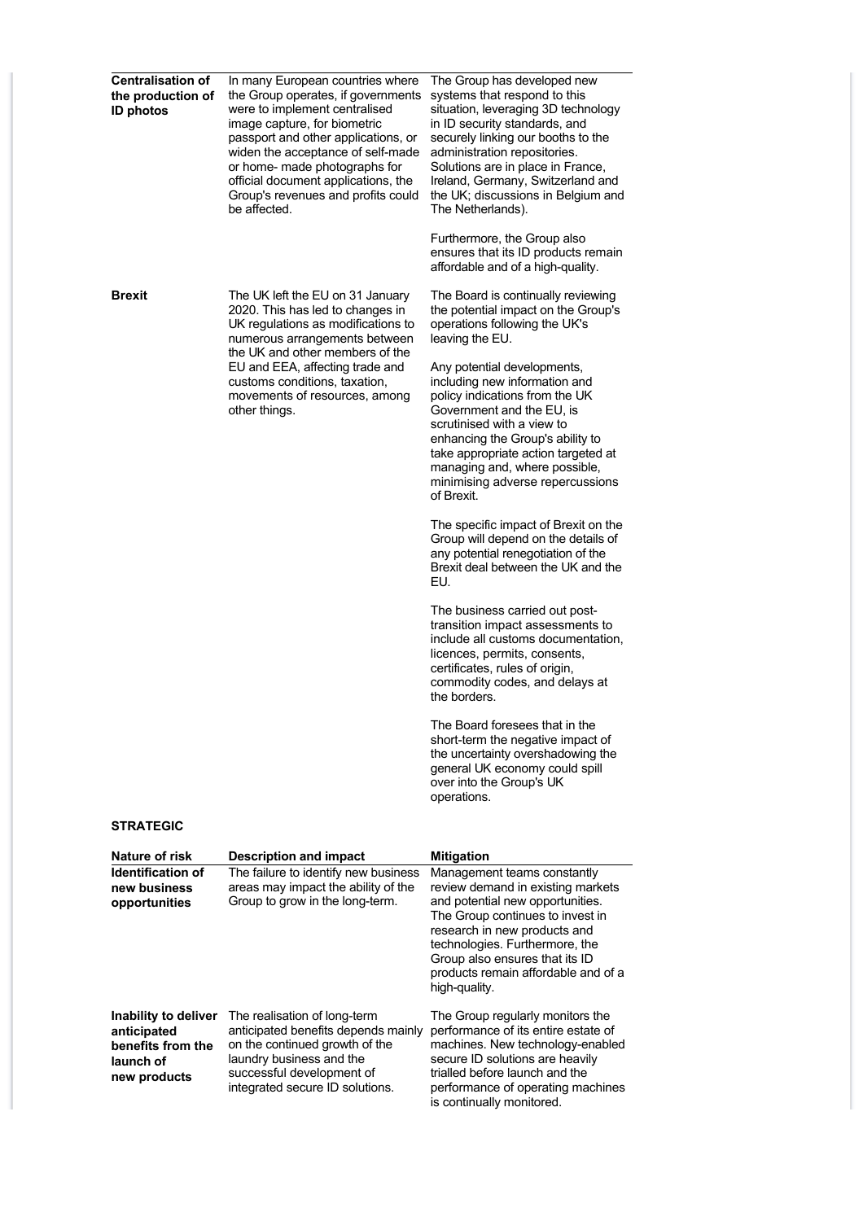| | | |
|---|---|---|
| **Centralisation of the production of ID photos** | In many European countries where the Group operates, if governments were to implement centralised image capture, for biometric passport and other applications, or widen the acceptance of self-made or home- made photographs for official document applications, the Group's revenues and profits could be affected. | The Group has developed new systems that respond to this situation, leveraging 3D technology in ID security standards, and securely linking our booths to the administration repositories. Solutions are in place in France, Ireland, Germany, Switzerland and the UK; discussions in Belgium and The Netherlands).<br><br>Furthermore, the Group also ensures that its ID products remain affordable and of a high-quality. |
| **Brexit** | The UK left the EU on 31 January 2020. This has led to changes in UK regulations as modifications to numerous arrangements between the UK and other members of the EU and EEA, affecting trade and customs conditions, taxation, movements of resources, among other things. | The Board is continually reviewing the potential impact on the Group's operations following the UK's leaving the EU.<br><br>Any potential developments, including new information and policy indications from the UK Government and the EU, is scrutinised with a view to enhancing the Group's ability to take appropriate action targeted at managing and, where possible, minimising adverse repercussions of Brexit.<br><br>The specific impact of Brexit on the Group will depend on the details of any potential renegotiation of the Brexit deal between the UK and the EU.<br><br>The business carried out post-transition impact assessments to include all customs documentation, licences, permits, consents, certificates, rules of origin, commodity codes, and delays at the borders.<br><br>The Board foresees that in the short-term the negative impact of the uncertainty overshadowing the general UK economy could spill over into the Group's UK operations. |

**STRATEGIC**

| Nature of risk | Description and impact | Mitigation |
|---|---|---|
| **Identification of new business opportunities** | The failure to identify new business areas may impact the ability of the Group to grow in the long-term. | Management teams constantly review demand in existing markets and potential new opportunities. The Group continues to invest in research in new products and technologies. Furthermore, the Group also ensures that its ID products remain affordable and of a high-quality. |
| **Inability to deliver anticipated benefits from the launch of new products** | The realisation of long-term anticipated benefits depends mainly on the continued growth of the laundry business and the successful development of integrated secure ID solutions. | The Group regularly monitors the performance of its entire estate of machines. New technology-enabled secure ID solutions are heavily trialled before launch and the performance of operating machines is continually monitored. |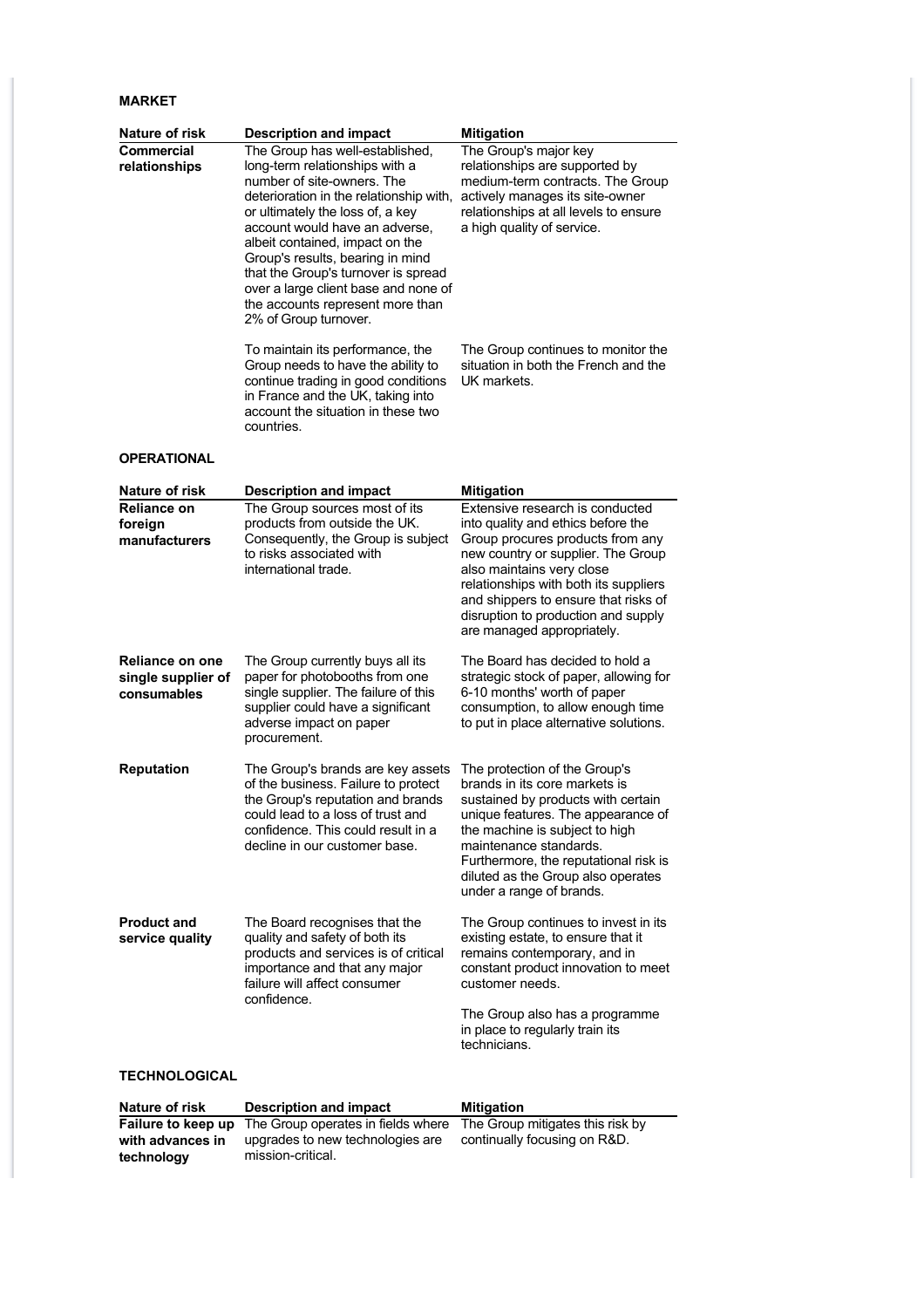**MARKET**

| Nature of risk | Description and impact | Mitigation |
|---|---|---|
| **Commercial relationships** | The Group has well-established, long-term relationships with a number of site-owners. The deterioration in the relationship with, or ultimately the loss of, a key account would have an adverse, albeit contained, impact on the Group's results, bearing in mind that the Group's turnover is spread over a large client base and none of the accounts represent more than 2% of Group turnover. | The Group's major key relationships are supported by medium-term contracts. The Group actively manages its site-owner relationships at all levels to ensure a high quality of service. |
| | To maintain its performance, the Group needs to have the ability to continue trading in good conditions in France and the UK, taking into account the situation in these two countries. | The Group continues to monitor the situation in both the French and the UK markets. |

**OPERATIONAL**

| Nature of risk | Description and impact | Mitigation |
|---|---|---|
| **Reliance on foreign manufacturers** | The Group sources most of its products from outside the UK. Consequently, the Group is subject to risks associated with international trade. | Extensive research is conducted into quality and ethics before the Group procures products from any new country or supplier. The Group also maintains very close relationships with both its suppliers and shippers to ensure that risks of disruption to production and supply are managed appropriately. |
| **Reliance on one single supplier of consumables** | The Group currently buys all its paper for photobooths from one single supplier. The failure of this supplier could have a significant adverse impact on paper procurement. | The Board has decided to hold a strategic stock of paper, allowing for 6-10 months' worth of paper consumption, to allow enough time to put in place alternative solutions. |
| **Reputation** | The Group's brands are key assets of the business. Failure to protect the Group's reputation and brands could lead to a loss of trust and confidence. This could result in a decline in our customer base. | The protection of the Group's brands in its core markets is sustained by products with certain unique features. The appearance of the machine is subject to high maintenance standards. Furthermore, the reputational risk is diluted as the Group also operates under a range of brands. |
| **Product and service quality** | The Board recognises that the quality and safety of both its products and services is of critical importance and that any major failure will affect consumer confidence. | The Group continues to invest in its existing estate, to ensure that it remains contemporary, and in constant product innovation to meet customer needs.<br><br>The Group also has a programme in place to regularly train its technicians. |

**TECHNOLOGICAL**

| Nature of risk | Description and impact | Mitigation |
|---|---|---|
| **Failure to keep up with advances in technology** | The Group operates in fields where upgrades to new technologies are mission-critical. | The Group mitigates this risk by continually focusing on R&D. |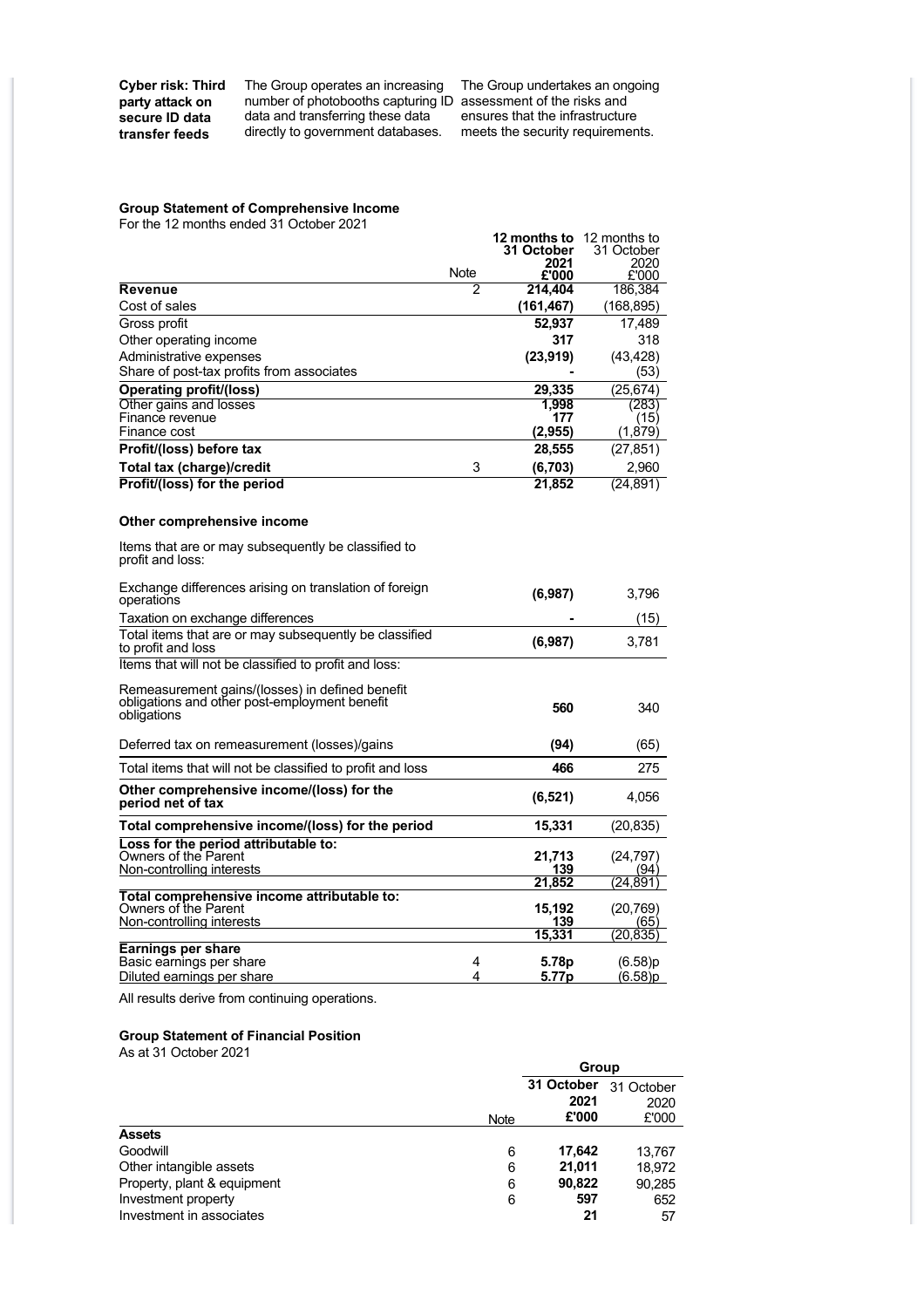| **Cyber risk: Third party attack on secure ID data transfer feeds** | The Group operates an increasing number of photobooths capturing ID data and transferring these data directly to government databases. | The Group undertakes an ongoing assessment of the risks and ensures that the infrastructure meets the security requirements. |
|---|---|---|

**Group Statement of Comprehensive Income**

For the 12 months ended 31 October 2021

| | Note | **12 months to 31 October 2021 £'000** | 12 months to 31 October 2020 £'000 |
|---|---|---|---|
| **Revenue** | 2 | **214,404** | 186,384 |
| Cost of sales | | **(161,467)** | (168,895) |
| Gross profit | | **52,937** | 17,489 |
| Other operating income | | **317** | 318 |
| Administrative expenses | | **(23,919)** | (43,428) |
| Share of post-tax profits from associates | | **-** | (53) |
| **Operating profit/(loss)** | | **29,335** | (25,674) |
| Other gains and losses | | **1,998** | (283) |
| Finance revenue | | **177** | (15) |
| Finance cost | | **(2,955)** | (1,879) |
| **Profit/(loss) before tax** | | **28,555** | (27,851) |
| **Total tax (charge)/credit** | 3 | **(6,703)** | 2,960 |
| **Profit/(loss) for the period** | | **21,852** | (24,891) |
| | | | |
| **Other comprehensive income** | | | |
| Items that are or may subsequently be classified to profit and loss: | | | |
| Exchange differences arising on translation of foreign operations | | **(6,987)** | 3,796 |
| Taxation on exchange differences | | **-** | (15) |
| Total items that are or may subsequently be classified to profit and loss | | **(6,987)** | 3,781 |
| Items that will not be classified to profit and loss: | | | |
| Remeasurement gains/(losses) in defined benefit obligations and other post-employment benefit obligations | | **560** | 340 |
| Deferred tax on remeasurement (losses)/gains | | **(94)** | (65) |
| Total items that will not be classified to profit and loss | | **466** | 275 |
| **Other comprehensive income/(loss) for the period net of tax** | | **(6,521)** | 4,056 |
| **Total comprehensive income/(loss) for the period** | | **15,331** | (20,835) |
| **Loss for the period attributable to:** | | | |
| Owners of the Parent | | **21,713** | (24,797) |
| Non-controlling interests | | **139** | (94) |
| | | **21,852** | (24,891) |
| **Total comprehensive income attributable to:** | | | |
| Owners of the Parent | | **15,192** | (20,769) |
| Non-controlling interests | | **139** | (65) |
| | | **15,331** | (20,835) |
| **Earnings per share** | | | |
| Basic earnings per share | 4 | **5.78p** | (6.58)p |
| Diluted earnings per share | 4 | **5.77p** | (6.58)p |

All results derive from continuing operations.

**Group Statement of Financial Position**

As at 31 October 2021

| | Note | **Group** | |
|---|---|---|---|
| | | **31 October 2021 £'000** | 31 October 2020 £'000 |
| **Assets** | | | |
| Goodwill | 6 | **17,642** | 13,767 |
| Other intangible assets | 6 | **21,011** | 18,972 |
| Property, plant & equipment | 6 | **90,822** | 90,285 |
| Investment property | 6 | **597** | 652 |
| Investment in associates | | **21** | 57 |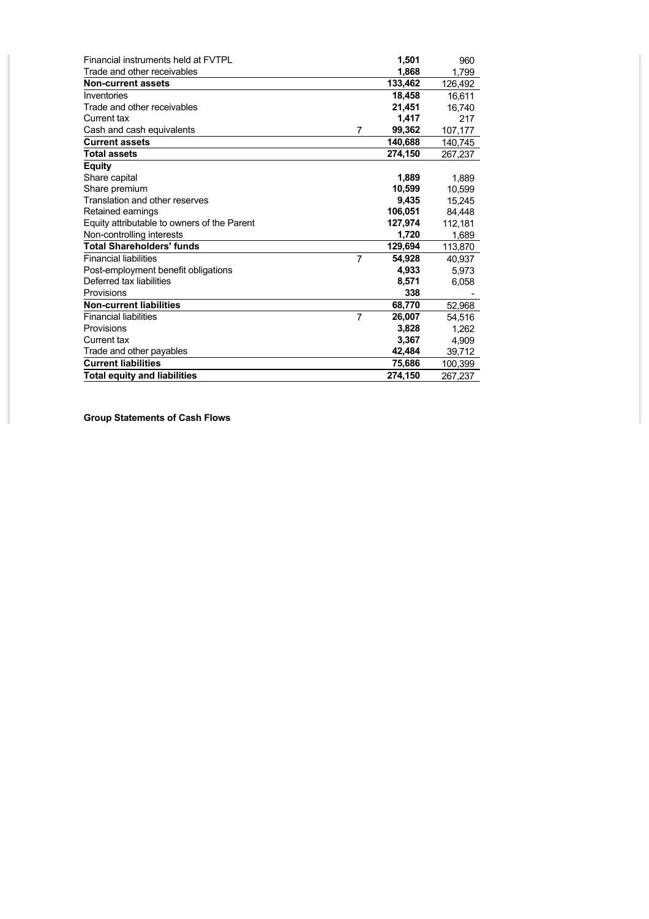| | | | |
|---|---|---|---|
| Financial instruments held at FVTPL | | **1,501** | 960 |
| Trade and other receivables | | **1,868** | 1,799 |
| **Non-current assets** | | **133,462** | 126,492 |
| Inventories | | **18,458** | 16,611 |
| Trade and other receivables | | **21,451** | 16,740 |
| Current tax | | **1,417** | 217 |
| Cash and cash equivalents | 7 | **99,362** | 107,177 |
| **Current assets** | | **140,688** | 140,745 |
| **Total assets** | | **274,150** | 267,237 |
| **Equity** | | | |
| Share capital | | **1,889** | 1,889 |
| Share premium | | **10,599** | 10,599 |
| Translation and other reserves | | **9,435** | 15,245 |
| Retained earnings | | **106,051** | 84,448 |
| Equity attributable to owners of the Parent | | **127,974** | 112,181 |
| Non-controlling interests | | **1,720** | 1,689 |
| **Total Shareholders' funds** | | **129,694** | 113,870 |
| Financial liabilities | 7 | **54,928** | 40,937 |
| Post-employment benefit obligations | | **4,933** | 5,973 |
| Deferred tax liabilities | | **8,571** | 6,058 |
| Provisions | | **338** | - |
| **Non-current liabilities** | | **68,770** | 52,968 |
| Financial liabilities | 7 | **26,007** | 54,516 |
| Provisions | | **3,828** | 1,262 |
| Current tax | | **3,367** | 4,909 |
| Trade and other payables | | **42,484** | 39,712 |
| **Current liabilities** | | **75,686** | 100,399 |
| **Total equity and liabilities** | | **274,150** | 267,237 |

**Group Statements of Cash Flows**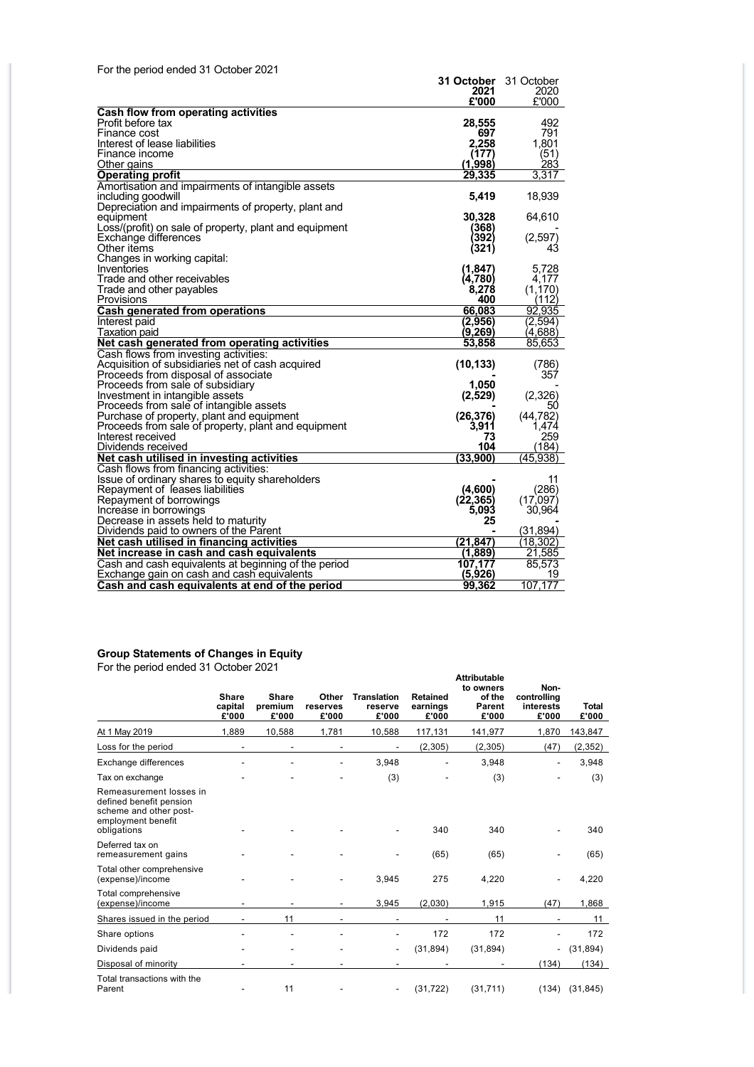For the period ended 31 October 2021

| | 31 October 2021 £'000 | 31 October 2020 £'000 |
|---|---|---|
| **Cash flow from operating activities** | | |
| Profit before tax | **28,555** | 492 |
| Finance cost | **697** | 791 |
| Interest of lease liabilities | **2,258** | 1,801 |
| Finance income | **(177)** | (51) |
| Other gains | **(1,998)** | 283 |
| **Operating profit** | **29,335** | 3,317 |
| Amortisation and impairments of intangible assets including goodwill | **5,419** | 18,939 |
| Depreciation and impairments of property, plant and equipment | **30,328** | 64,610 |
| Loss/(profit) on sale of property, plant and equipment | **(368)** | - |
| Exchange differences | **(392)** | (2,597) |
| Other items | **(321)** | 43 |
| Changes in working capital: | | |
| Inventories | **(1,847)** | 5,728 |
| Trade and other receivables | **(4,780)** | 4,177 |
| Trade and other payables | **8,278** | (1,170) |
| Provisions | **400** | (112) |
| **Cash generated from operations** | **66,083** | 92,935 |
| Interest paid | **(2,956)** | (2,594) |
| Taxation paid | **(9,269)** | (4,688) |
| **Net cash generated from operating activities** | **53,858** | 85,653 |
| Cash flows from investing activities: | | |
| Acquisition of subsidiaries net of cash acquired | **(10,133)** | (786) |
| Proceeds from disposal of associate | **-** | 357 |
| Proceeds from sale of subsidiary | **1,050** | - |
| Investment in intangible assets | **(2,529)** | (2,326) |
| Proceeds from sale of intangible assets | **-** | 50 |
| Purchase of property, plant and equipment | **(26,376)** | (44,782) |
| Proceeds from sale of property, plant and equipment | **3,911** | 1,474 |
| Interest received | **73** | 259 |
| Dividends received | **104** | (184) |
| **Net cash utilised in investing activities** | **(33,900)** | (45,938) |
| Cash flows from financing activities: | | |
| Issue of ordinary shares to equity shareholders | **-** | 11 |
| Repayment of leases liabilities | **(4,600)** | (286) |
| Repayment of borrowings | **(22,365)** | (17,097) |
| Increase in borrowings | **5,093** | 30,964 |
| Decrease in assets held to maturity | **25** | - |
| Dividends paid to owners of the Parent | **-** | (31,894) |
| **Net cash utilised in financing activities** | **(21,847)** | (18,302) |
| **Net increase in cash and cash equivalents** | **(1,889)** | 21,585 |
| Cash and cash equivalents at beginning of the period | **107,177** | 85,573 |
| Exchange gain on cash and cash equivalents | **(5,926)** | 19 |
| **Cash and cash equivalents at end of the period** | **99,362** | 107,177 |

### Group Statements of Changes in Equity

For the period ended 31 October 2021

| | Share capital £'000 | Share premium £'000 | Other reserves £'000 | Translation reserve £'000 | Retained earnings £'000 | Attributable to owners of the Parent £'000 | Non-controlling interests £'000 | Total £'000 |
|---|---|---|---|---|---|---|---|---|
| At 1 May 2019 | 1,889 | 10,588 | 1,781 | 10,588 | 117,131 | 141,977 | 1,870 | 143,847 |
| Loss for the period | - | - | - | - | (2,305) | (2,305) | (47) | (2,352) |
| Exchange differences | - | - | - | 3,948 | - | 3,948 | - | 3,948 |
| Tax on exchange | - | - | - | (3) | - | (3) | - | (3) |
| Remeasurement losses in defined benefit pension scheme and other post-employment benefit obligations | - | - | - | - | 340 | 340 | - | 340 |
| Deferred tax on remeasurement gains | - | - | - | - | (65) | (65) | - | (65) |
| Total other comprehensive (expense)/income | - | - | - | 3,945 | 275 | 4,220 | - | 4,220 |
| Total comprehensive (expense)/income | - | - | - | 3,945 | (2,030) | 1,915 | (47) | 1,868 |
| Shares issued in the period | - | 11 | - | - | - | 11 | - | 11 |
| Share options | - | - | - | - | 172 | 172 | - | 172 |
| Dividends paid | - | - | - | - | (31,894) | (31,894) | - | (31,894) |
| Disposal of minority | - | - | - | - | - | - | (134) | (134) |
| Total transactions with the Parent | - | 11 | - | - | (31,722) | (31,711) | (134) | (31,845) |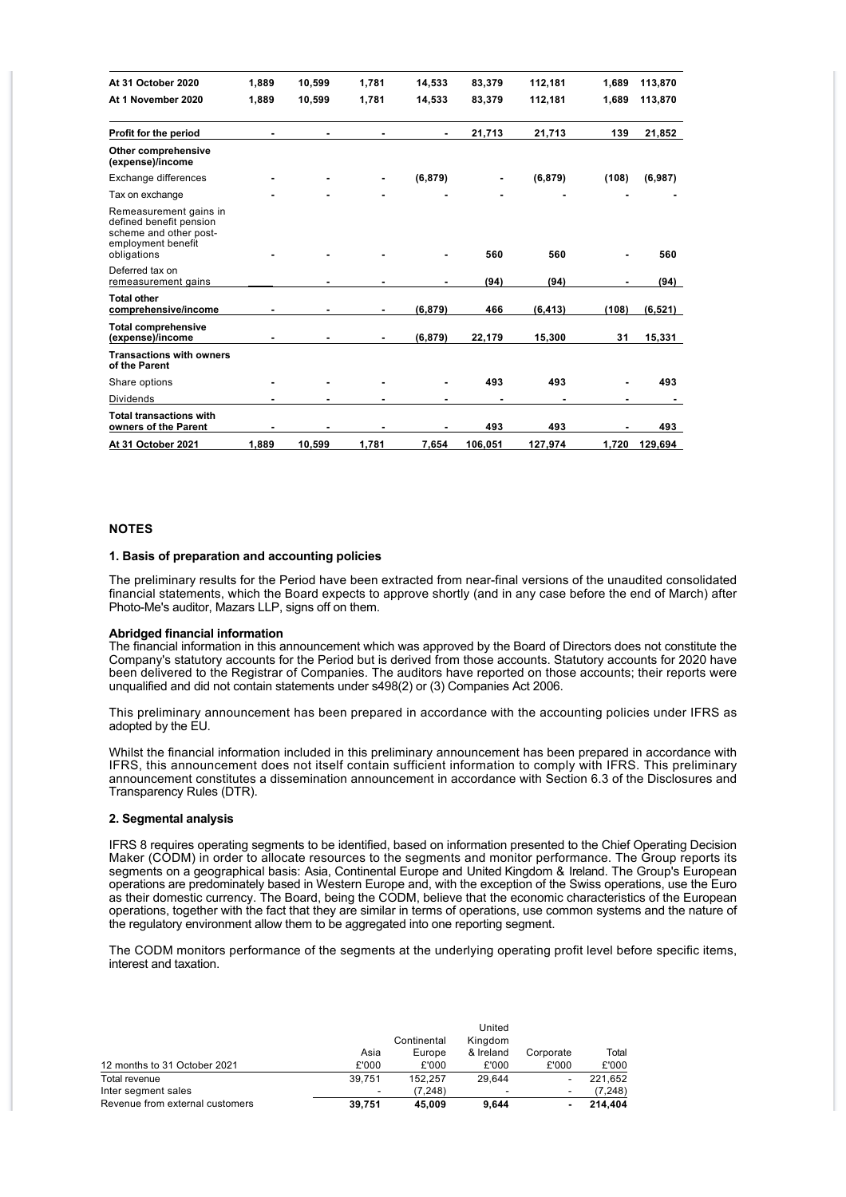| | | | | | | | | |
|---|---|---|---|---|---|---|---|---|
| **At 31 October 2020** | **1,889** | **10,599** | **1,781** | **14,533** | **83,379** | **112,181** | **1,689** | **113,870** |
| **At 1 November 2020** | **1,889** | **10,599** | **1,781** | **14,533** | **83,379** | **112,181** | **1,689** | **113,870** |
| **Profit for the period** | **-** | **-** | **-** | **-** | **21,713** | **21,713** | **139** | **21,852** |
| **Other comprehensive (expense)/income** | | | | | | | | |
| Exchange differences | **-** | **-** | **-** | **(6,879)** | **-** | **(6,879)** | **(108)** | **(6,987)** |
| Tax on exchange | **-** | **-** | **-** | **-** | **-** | **-** | **-** | **-** |
| Remeasurement gains in defined benefit pension scheme and other post-employment benefit obligations | **-** | **-** | **-** | **-** | **560** | **560** | **-** | **560** |
| Deferred tax on remeasurement gains | | **-** | **-** | **-** | **(94)** | **(94)** | **-** | **(94)** |
| **Total other comprehensive/income** | **-** | **-** | **-** | **(6,879)** | **466** | **(6,413)** | **(108)** | **(6,521)** |
| **Total comprehensive (expense)/income** | **-** | **-** | **-** | **(6,879)** | **22,179** | **15,300** | **31** | **15,331** |
| **Transactions with owners of the Parent** | | | | | | | | |
| Share options | **-** | **-** | **-** | **-** | **493** | **493** | **-** | **493** |
| Dividends | **-** | **-** | **-** | **-** | **-** | **-** | **-** | **-** |
| **Total transactions with owners of the Parent** | **-** | **-** | **-** | **-** | **493** | **493** | **-** | **493** |
| **At 31 October 2021** | **1,889** | **10,599** | **1,781** | **7,654** | **106,051** | **127,974** | **1,720** | **129,694** |

## NOTES

### 1. Basis of preparation and accounting policies

The preliminary results for the Period have been extracted from near-final versions of the unaudited consolidated financial statements, which the Board expects to approve shortly (and in any case before the end of March) after Photo-Me's auditor, Mazars LLP, signs off on them.

**Abridged financial information**

The financial information in this announcement which was approved by the Board of Directors does not constitute the Company's statutory accounts for the Period but is derived from those accounts. Statutory accounts for 2020 have been delivered to the Registrar of Companies. The auditors have reported on those accounts; their reports were unqualified and did not contain statements under s498(2) or (3) Companies Act 2006.

This preliminary announcement has been prepared in accordance with the accounting policies under IFRS as adopted by the EU.

Whilst the financial information included in this preliminary announcement has been prepared in accordance with IFRS, this announcement does not itself contain sufficient information to comply with IFRS. This preliminary announcement constitutes a dissemination announcement in accordance with Section 6.3 of the Disclosures and Transparency Rules (DTR).

### 2. Segmental analysis

IFRS 8 requires operating segments to be identified, based on information presented to the Chief Operating Decision Maker (CODM) in order to allocate resources to the segments and monitor performance. The Group reports its segments on a geographical basis: Asia, Continental Europe and United Kingdom & Ireland. The Group's European operations are predominately based in Western Europe and, with the exception of the Swiss operations, use the Euro as their domestic currency. The Board, being the CODM, believe that the economic characteristics of the European operations, together with the fact that they are similar in terms of operations, use common systems and the nature of the regulatory environment allow them to be aggregated into one reporting segment.

The CODM monitors performance of the segments at the underlying operating profit level before specific items, interest and taxation.

| 12 months to 31 October 2021 | Asia £'000 | Continental Europe £'000 | United Kingdom & Ireland £'000 | Corporate £'000 | Total £'000 |
|---|---|---|---|---|---|
| Total revenue | 39,751 | 152,257 | 29,644 | - | 221,652 |
| Inter segment sales | - | (7,248) | - | - | (7,248) |
| **Revenue from external customers** | **39,751** | **45,009** | **9,644** | **-** | **214,404** |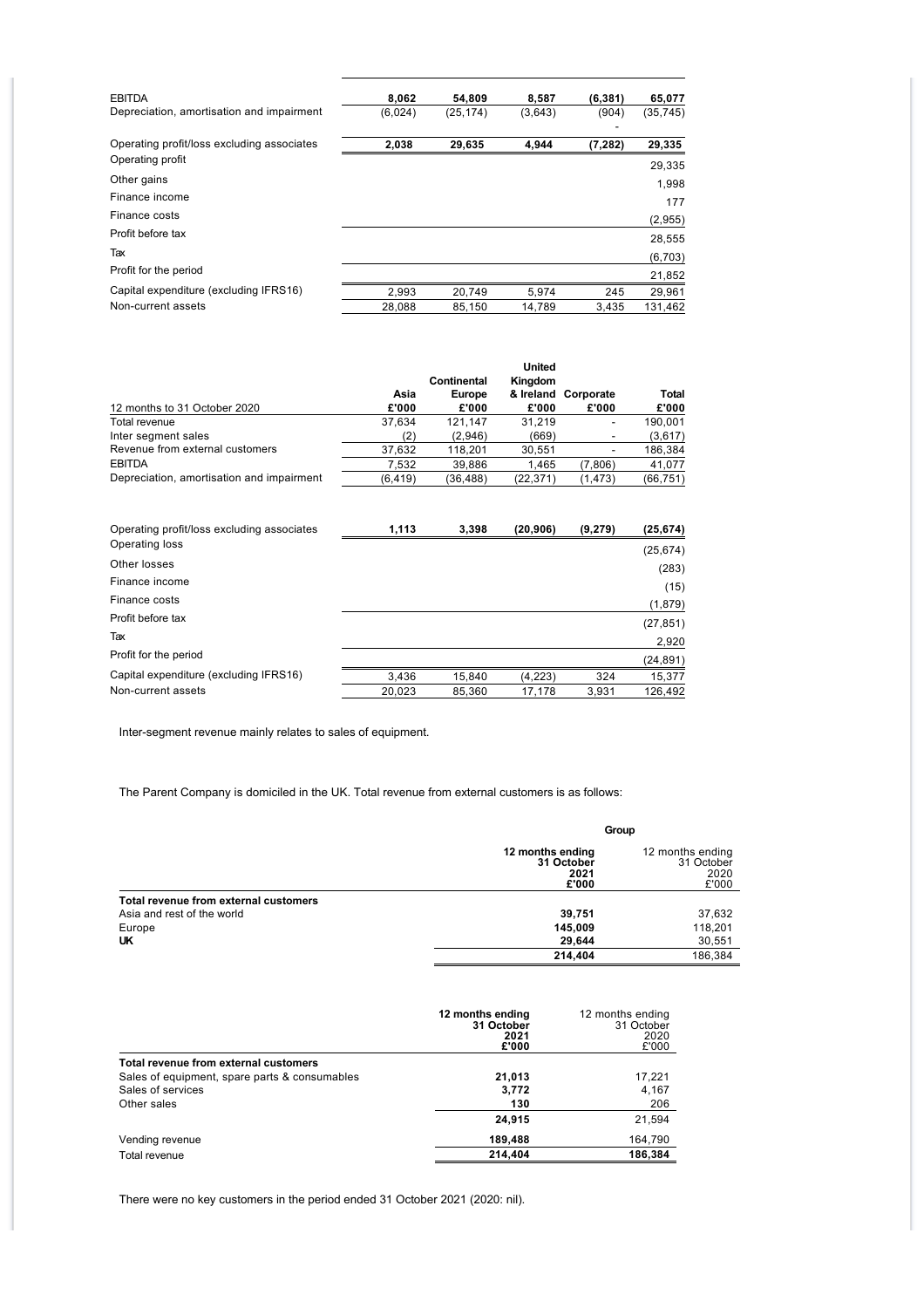| | | | | | |
|---|---|---|---|---|---|
| EBITDA | **8,062** | **54,809** | **8,587** | **(6,381)** | **65,077** |
| Depreciation, amortisation and impairment | (6,024) | (25,174) | (3,643) | (904) | (35,745) |
| | | | | - | |
| Operating profit/loss excluding associates | **2,038** | **29,635** | **4,944** | **(7,282)** | **29,335** |
| Operating profit | | | | | 29,335 |
| Other gains | | | | | 1,998 |
| Finance income | | | | | 177 |
| Finance costs | | | | | (2,955) |
| Profit before tax | | | | | 28,555 |
| Tax | | | | | (6,703) |
| Profit for the period | | | | | 21,852 |
| Capital expenditure (excluding IFRS16) | 2,993 | 20,749 | 5,974 | 245 | 29,961 |
| Non-current assets | 28,088 | 85,150 | 14,789 | 3,435 | 131,462 |

| 12 months to 31 October 2020 | Asia £'000 | Continental Europe £'000 | United Kingdom & Ireland £'000 | Corporate £'000 | Total £'000 |
|---|---|---|---|---|---|
| Total revenue | 37,634 | 121,147 | 31,219 | - | 190,001 |
| Inter segment sales | (2) | (2,946) | (669) | - | (3,617) |
| Revenue from external customers | 37,632 | 118,201 | 30,551 | - | 186,384 |
| EBITDA | 7,532 | 39,886 | 1,465 | (7,806) | 41,077 |
| Depreciation, amortisation and impairment | (6,419) | (36,488) | (22,371) | (1,473) | (66,751) |
| Operating profit/loss excluding associates | **1,113** | **3,398** | **(20,906)** | **(9,279)** | **(25,674)** |
| Operating loss | | | | | (25,674) |
| Other losses | | | | | (283) |
| Finance income | | | | | (15) |
| Finance costs | | | | | (1,879) |
| Profit before tax | | | | | (27,851) |
| Tax | | | | | 2,920 |
| Profit for the period | | | | | (24,891) |
| Capital expenditure (excluding IFRS16) | 3,436 | 15,840 | (4,223) | 324 | 15,377 |
| Non-current assets | 20,023 | 85,360 | 17,178 | 3,931 | 126,492 |

Inter-segment revenue mainly relates to sales of equipment.

The Parent Company is domiciled in the UK. Total revenue from external customers is as follows:

| | Group | |
|---|---|---|
| | **12 months ending 31 October 2021 £'000** | 12 months ending 31 October 2020 £'000 |
| **Total revenue from external customers** | | |
| Asia and rest of the world | **39,751** | 37,632 |
| Europe | **145,009** | 118,201 |
| **UK** | **29,644** | 30,551 |
| | **214,404** | 186,384 |

| | **12 months ending 31 October 2021 £'000** | 12 months ending 31 October 2020 £'000 |
|---|---|---|
| **Total revenue from external customers** | | |
| Sales of equipment, spare parts & consumables | **21,013** | 17,221 |
| Sales of services | **3,772** | 4,167 |
| Other sales | **130** | 206 |
| | **24,915** | 21,594 |
| Vending revenue | **189,488** | 164,790 |
| Total revenue | **214,404** | **186,384** |

There were no key customers in the period ended 31 October 2021 (2020: nil).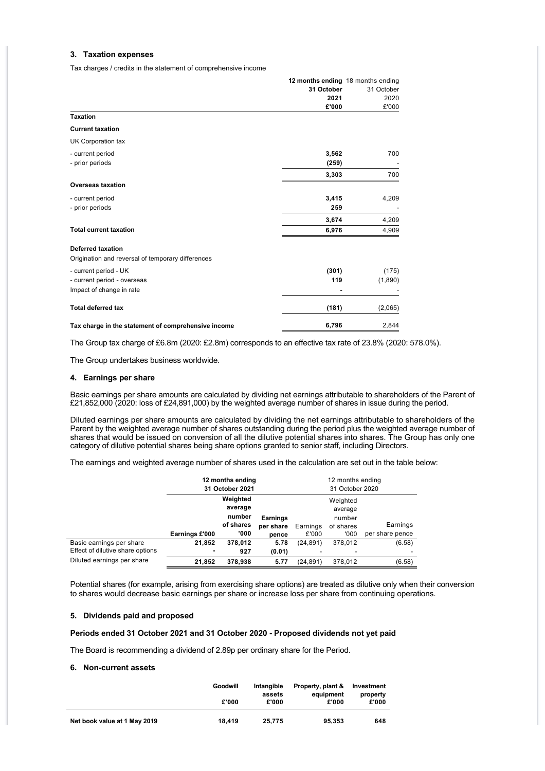### 3. Taxation expenses

Tax charges / credits in the statement of comprehensive income

| | **12 months ending 31 October 2021 £'000** | 18 months ending 31 October 2020 £'000 |
|---|---|---|
| **Taxation** | | |
| **Current taxation** | | |
| UK Corporation tax | | |
| - current period | **3,562** | 700 |
| - prior periods | **(259)** | - |
| | **3,303** | 700 |
| **Overseas taxation** | | |
| - current period | **3,415** | 4,209 |
| - prior periods | **259** | - |
| | **3,674** | 4,209 |
| **Total current taxation** | **6,976** | 4,909 |
| **Deferred taxation** | | |
| Origination and reversal of temporary differences | | |
| - current period - UK | **(301)** | (175) |
| - current period - overseas | **119** | (1,890) |
| Impact of change in rate | **-** | - |
| **Total deferred tax** | **(181)** | (2,065) |
| **Tax charge in the statement of comprehensive income** | **6,796** | 2,844 |

The Group tax charge of £6.8m (2020: £2.8m) corresponds to an effective tax rate of 23.8% (2020: 578.0%).

The Group undertakes business worldwide.

### 4. Earnings per share

Basic earnings per share amounts are calculated by dividing net earnings attributable to shareholders of the Parent of £21,852,000 (2020: loss of £24,891,000) by the weighted average number of shares in issue during the period.

Diluted earnings per share amounts are calculated by dividing the net earnings attributable to shareholders of the Parent by the weighted average number of shares outstanding during the period plus the weighted average number of shares that would be issued on conversion of all the dilutive potential shares into shares. The Group has only one category of dilutive potential shares being share options granted to senior staff, including Directors.

The earnings and weighted average number of shares used in the calculation are set out in the table below:

| | **12 months ending 31 October 2021** | | | 12 months ending 31 October 2020 | | |
|---|---|---|---|---|---|---|
| | **Earnings £'000** | **Weighted average number of shares '000** | **Earnings per share pence** | Earnings £'000 | Weighted average number of shares '000 | Earnings per share pence |
| Basic earnings per share | **21,852** | **378,012** | **5.78** | (24,891) | 378,012 | (6.58) |
| Effect of dilutive share options | **-** | **927** | **(0.01)** | - | - | - |
| Diluted earnings per share | **21,852** | **378,938** | **5.77** | (24,891) | 378,012 | (6.58) |

Potential shares (for example, arising from exercising share options) are treated as dilutive only when their conversion to shares would decrease basic earnings per share or increase loss per share from continuing operations.

### 5. Dividends paid and proposed

**Periods ended 31 October 2021 and 31 October 2020 - Proposed dividends not yet paid**

The Board is recommending a dividend of 2.89p per ordinary share for the Period.

### 6. Non-current assets

| | **Goodwill £'000** | **Intangible assets £'000** | **Property, plant & equipment £'000** | **Investment property £'000** |
|---|---|---|---|---|
| **Net book value at 1 May 2019** | **18,419** | **25,775** | **95,353** | **648** |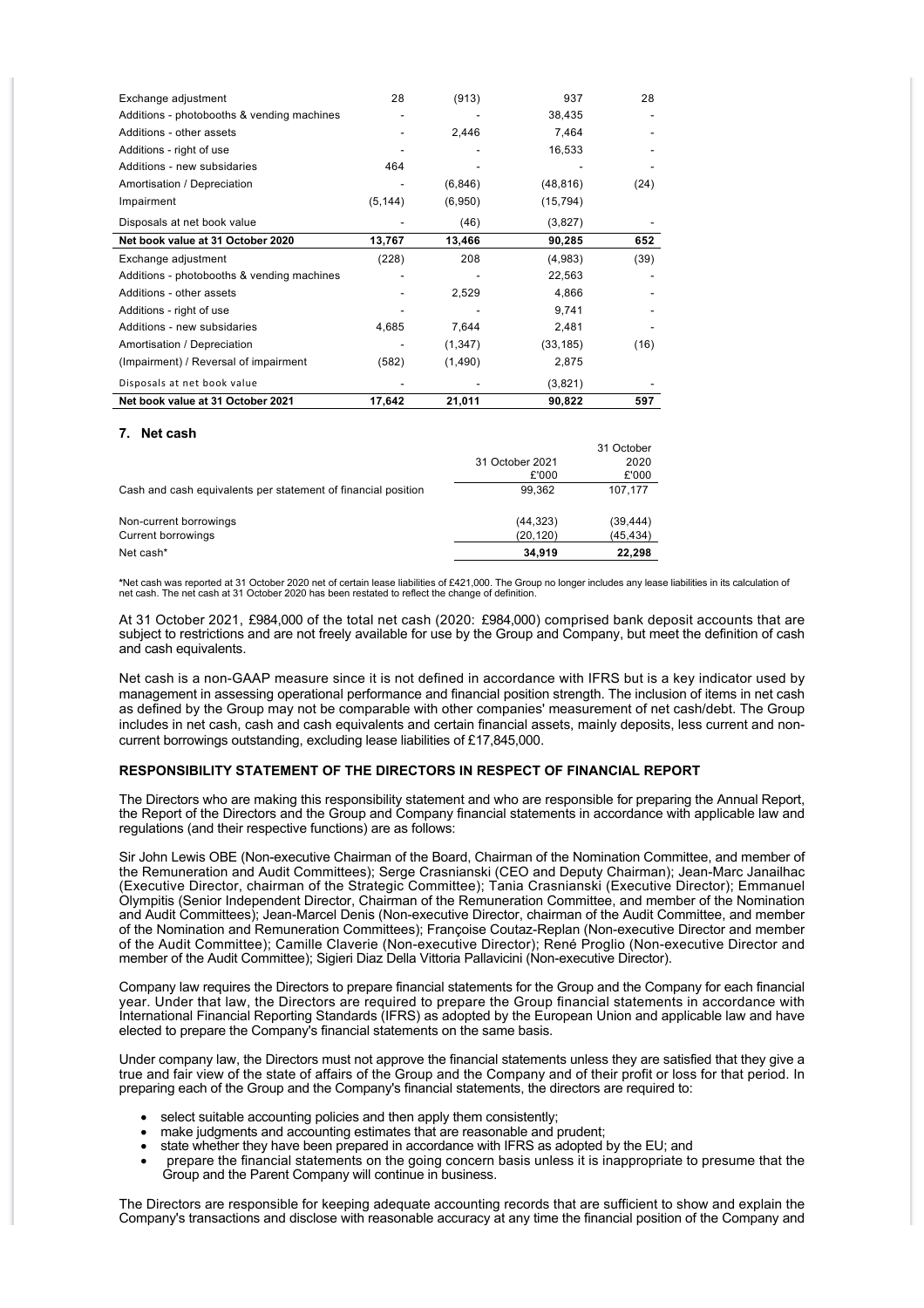| | | | | |
|---|---|---|---|---|
| Exchange adjustment | 28 | (913) | 937 | 28 |
| Additions - photobooths & vending machines | - | - | 38,435 | - |
| Additions - other assets | - | 2,446 | 7,464 | - |
| Additions - right of use | - | - | 16,533 | - |
| Additions - new subsidaries | 464 | - | - | - |
| Amortisation / Depreciation | - | (6,846) | (48,816) | (24) |
| Impairment | (5,144) | (6,950) | (15,794) | |
| Disposals at net book value | - | (46) | (3,827) | - |
| **Net book value at 31 October 2020** | **13,767** | **13,466** | **90,285** | **652** |
| Exchange adjustment | (228) | 208 | (4,983) | (39) |
| Additions - photobooths & vending machines | - | - | 22,563 | - |
| Additions - other assets | - | 2,529 | 4,866 | - |
| Additions - right of use | - | - | 9,741 | - |
| Additions - new subsidaries | 4,685 | 7,644 | 2,481 | - |
| Amortisation / Depreciation | - | (1,347) | (33,185) | (16) |
| (Impairment) / Reversal of impairment | (582) | (1,490) | 2,875 | |
| Disposals at net book value | - | - | (3,821) | - |
| **Net book value at 31 October 2021** | **17,642** | **21,011** | **90,822** | **597** |

## 7. Net cash

| | 31 October 2021 £'000 | 31 October 2020 £'000 |
|---|---|---|
| Cash and cash equivalents per statement of financial position | 99,362 | 107,177 |
| Non-current borrowings | (44,323) | (39,444) |
| Current borrowings | (20,120) | (45,434) |
| Net cash* | **34,919** | **22,298** |

*Net cash was reported at 31 October 2020 net of certain lease liabilities of £421,000. The Group no longer includes any lease liabilities in its calculation of net cash. The net cash at 31 October 2020 has been restated to reflect the change of definition.

At 31 October 2021, £984,000 of the total net cash (2020: £984,000) comprised bank deposit accounts that are subject to restrictions and are not freely available for use by the Group and Company, but meet the definition of cash and cash equivalents.

Net cash is a non-GAAP measure since it is not defined in accordance with IFRS but is a key indicator used by management in assessing operational performance and financial position strength. The inclusion of items in net cash as defined by the Group may not be comparable with other companies' measurement of net cash/debt. The Group includes in net cash, cash and cash equivalents and certain financial assets, mainly deposits, less current and non-current borrowings outstanding, excluding lease liabilities of £17,845,000.

**RESPONSIBILITY STATEMENT OF THE DIRECTORS IN RESPECT OF FINANCIAL REPORT**

The Directors who are making this responsibility statement and who are responsible for preparing the Annual Report, the Report of the Directors and the Group and Company financial statements in accordance with applicable law and regulations (and their respective functions) are as follows:

Sir John Lewis OBE (Non-executive Chairman of the Board, Chairman of the Nomination Committee, and member of the Remuneration and Audit Committees); Serge Crasnianski (CEO and Deputy Chairman); Jean-Marc Janailhac (Executive Director, chairman of the Strategic Committee); Tania Crasnianski (Executive Director); Emmanuel Olympitis (Senior Independent Director, Chairman of the Remuneration Committee, and member of the Nomination and Audit Committees); Jean-Marcel Denis (Non-executive Director, chairman of the Audit Committee, and member of the Nomination and Remuneration Committees); Françoise Coutaz-Replan (Non-executive Director and member of the Audit Committee); Camille Claverie (Non-executive Director); René Proglio (Non-executive Director and member of the Audit Committee); Sigieri Diaz Della Vittoria Pallavicini (Non-executive Director).

Company law requires the Directors to prepare financial statements for the Group and the Company for each financial year. Under that law, the Directors are required to prepare the Group financial statements in accordance with International Financial Reporting Standards (IFRS) as adopted by the European Union and applicable law and have elected to prepare the Company's financial statements on the same basis.

Under company law, the Directors must not approve the financial statements unless they are satisfied that they give a true and fair view of the state of affairs of the Group and the Company and of their profit or loss for that period. In preparing each of the Group and the Company's financial statements, the directors are required to:

- select suitable accounting policies and then apply them consistently;
- make judgments and accounting estimates that are reasonable and prudent;
- state whether they have been prepared in accordance with IFRS as adopted by the EU; and
- prepare the financial statements on the going concern basis unless it is inappropriate to presume that the Group and the Parent Company will continue in business.

The Directors are responsible for keeping adequate accounting records that are sufficient to show and explain the Company's transactions and disclose with reasonable accuracy at any time the financial position of the Company and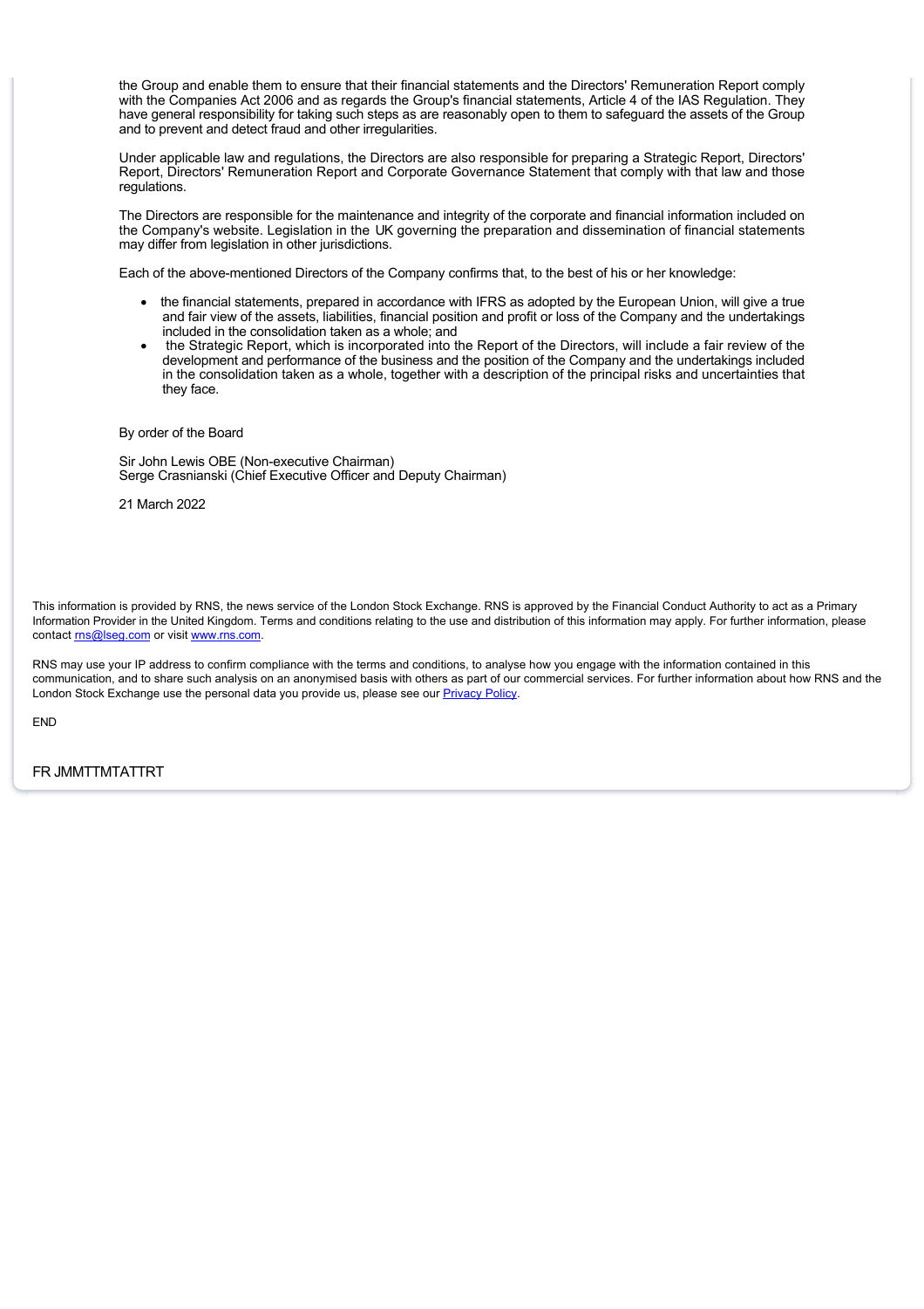the Group and enable them to ensure that their financial statements and the Directors' Remuneration Report comply with the Companies Act 2006 and as regards the Group's financial statements, Article 4 of the IAS Regulation. They have general responsibility for taking such steps as are reasonably open to them to safeguard the assets of the Group and to prevent and detect fraud and other irregularities.

Under applicable law and regulations, the Directors are also responsible for preparing a Strategic Report, Directors' Report, Directors' Remuneration Report and Corporate Governance Statement that comply with that law and those regulations.

The Directors are responsible for the maintenance and integrity of the corporate and financial information included on the Company's website. Legislation in the UK governing the preparation and dissemination of financial statements may differ from legislation in other jurisdictions.

Each of the above-mentioned Directors of the Company confirms that, to the best of his or her knowledge:

- the financial statements, prepared in accordance with IFRS as adopted by the European Union, will give a true and fair view of the assets, liabilities, financial position and profit or loss of the Company and the undertakings included in the consolidation taken as a whole; and
- the Strategic Report, which is incorporated into the Report of the Directors, will include a fair review of the development and performance of the business and the position of the Company and the undertakings included in the consolidation taken as a whole, together with a description of the principal risks and uncertainties that they face.

By order of the Board

Sir John Lewis OBE (Non-executive Chairman)
Serge Crasnianski (Chief Executive Officer and Deputy Chairman)

21 March 2022

This information is provided by RNS, the news service of the London Stock Exchange. RNS is approved by the Financial Conduct Authority to act as a Primary Information Provider in the United Kingdom. Terms and conditions relating to the use and distribution of this information may apply. For further information, please contact rns@lseg.com or visit www.rns.com.

RNS may use your IP address to confirm compliance with the terms and conditions, to analyse how you engage with the information contained in this communication, and to share such analysis on an anonymised basis with others as part of our commercial services. For further information about how RNS and the London Stock Exchange use the personal data you provide us, please see our Privacy Policy.

END

FR JMMTTMTATTRT